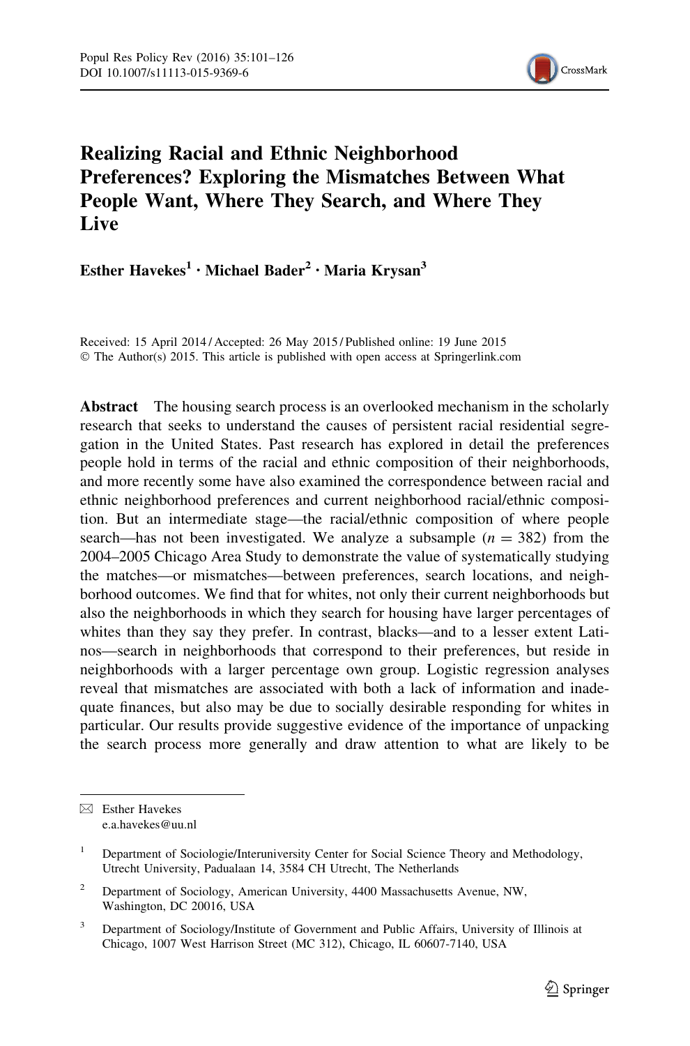# Realizing Racial and Ethnic Neighborhood Preferences? Exploring the Mismatches Between What People Want, Where They Search, and Where They Live

**Esther Havekes[1] · Michael Bader[2] · Maria Krysan[3]**

Received: 15 April 2014 / Accepted: 26 May 2015 / Published online: 19 June 2015
© The Author(s) 2015. This article is published with open access at Springerlink.com

**Abstract** The housing search process is an overlooked mechanism in the scholarly research that seeks to understand the causes of persistent racial residential segregation in the United States. Past research has explored in detail the preferences people hold in terms of the racial and ethnic composition of their neighborhoods, and more recently some have also examined the correspondence between racial and ethnic neighborhood preferences and current neighborhood racial/ethnic composition. But an intermediate stage—the racial/ethnic composition of where people search—has not been investigated. We analyze a subsample ($n = 382$) from the 2004–2005 Chicago Area Study to demonstrate the value of systematically studying the matches—or mismatches—between preferences, search locations, and neighborhood outcomes. We find that for whites, not only their current neighborhoods but also the neighborhoods in which they search for housing have larger percentages of whites than they say they prefer. In contrast, blacks—and to a lesser extent Latinos—search in neighborhoods that correspond to their preferences, but reside in neighborhoods with a larger percentage own group. Logistic regression analyses reveal that mismatches are associated with both a lack of information and inadequate finances, but also may be due to socially desirable responding for whites in particular. Our results provide suggestive evidence of the importance of unpacking the search process more generally and draw attention to what are likely to be

---

✉ Esther Havekes
e.a.havekes@uu.nl

[1] Department of Sociologie/Interuniversity Center for Social Science Theory and Methodology, Utrecht University, Padualaan 14, 3584 CH Utrecht, The Netherlands

[2] Department of Sociology, American University, 4400 Massachusetts Avenue, NW, Washington, DC 20016, USA

[3] Department of Sociology/Institute of Government and Public Affairs, University of Illinois at Chicago, 1007 West Harrison Street (MC 312), Chicago, IL 60607-7140, USA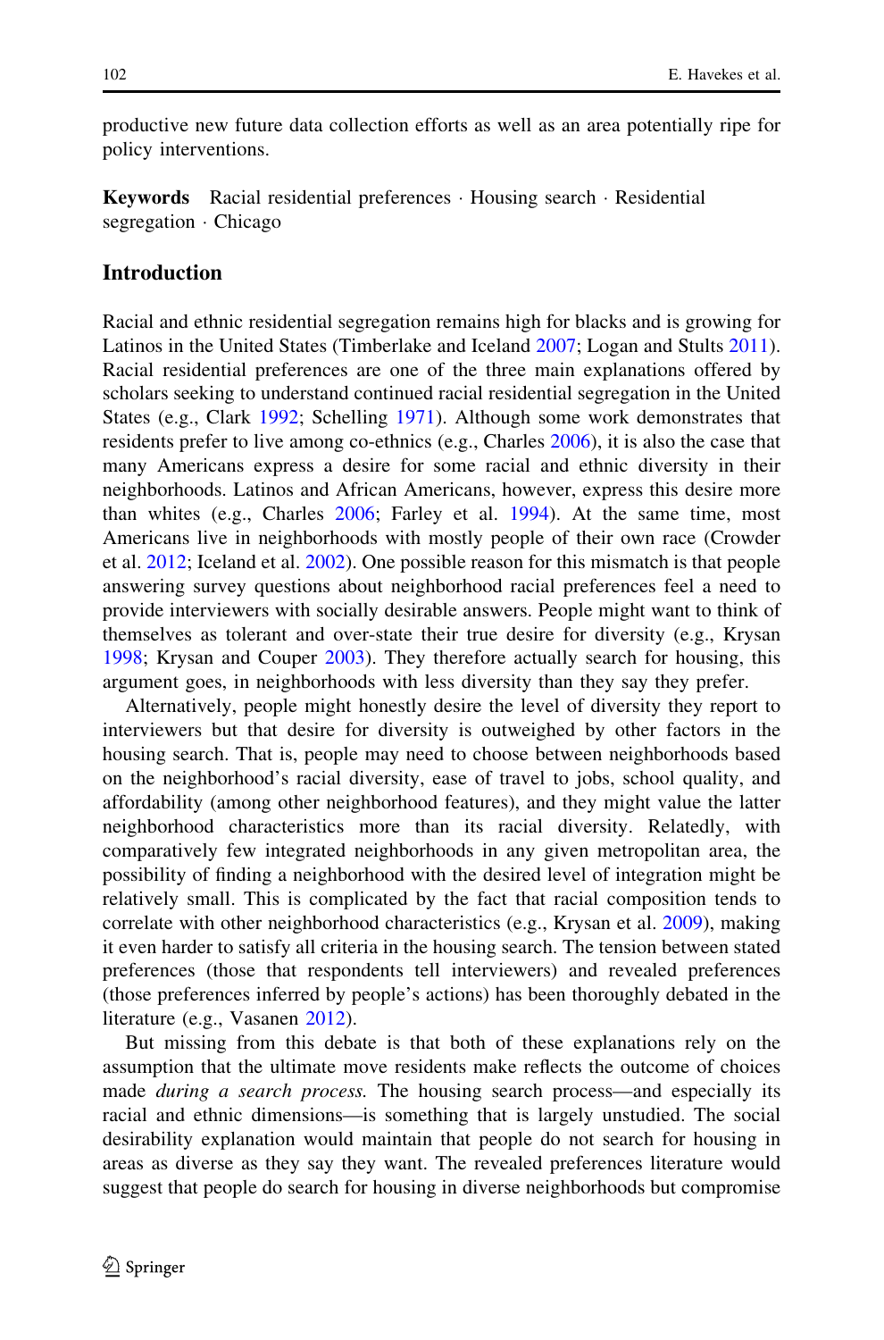productive new future data collection efforts as well as an area potentially ripe for policy interventions.

**Keywords** Racial residential preferences · Housing search · Residential segregation · Chicago

## Introduction

Racial and ethnic residential segregation remains high for blacks and is growing for Latinos in the United States (Timberlake and Iceland 2007; Logan and Stults 2011). Racial residential preferences are one of the three main explanations offered by scholars seeking to understand continued racial residential segregation in the United States (e.g., Clark 1992; Schelling 1971). Although some work demonstrates that residents prefer to live among co-ethnics (e.g., Charles 2006), it is also the case that many Americans express a desire for some racial and ethnic diversity in their neighborhoods. Latinos and African Americans, however, express this desire more than whites (e.g., Charles 2006; Farley et al. 1994). At the same time, most Americans live in neighborhoods with mostly people of their own race (Crowder et al. 2012; Iceland et al. 2002). One possible reason for this mismatch is that people answering survey questions about neighborhood racial preferences feel a need to provide interviewers with socially desirable answers. People might want to think of themselves as tolerant and over-state their true desire for diversity (e.g., Krysan 1998; Krysan and Couper 2003). They therefore actually search for housing, this argument goes, in neighborhoods with less diversity than they say they prefer.

Alternatively, people might honestly desire the level of diversity they report to interviewers but that desire for diversity is outweighed by other factors in the housing search. That is, people may need to choose between neighborhoods based on the neighborhood's racial diversity, ease of travel to jobs, school quality, and affordability (among other neighborhood features), and they might value the latter neighborhood characteristics more than its racial diversity. Relatedly, with comparatively few integrated neighborhoods in any given metropolitan area, the possibility of finding a neighborhood with the desired level of integration might be relatively small. This is complicated by the fact that racial composition tends to correlate with other neighborhood characteristics (e.g., Krysan et al. 2009), making it even harder to satisfy all criteria in the housing search. The tension between stated preferences (those that respondents tell interviewers) and revealed preferences (those preferences inferred by people's actions) has been thoroughly debated in the literature (e.g., Vasanen 2012).

But missing from this debate is that both of these explanations rely on the assumption that the ultimate move residents make reflects the outcome of choices made *during a search process.* The housing search process—and especially its racial and ethnic dimensions—is something that is largely unstudied. The social desirability explanation would maintain that people do not search for housing in areas as diverse as they say they want. The revealed preferences literature would suggest that people do search for housing in diverse neighborhoods but compromise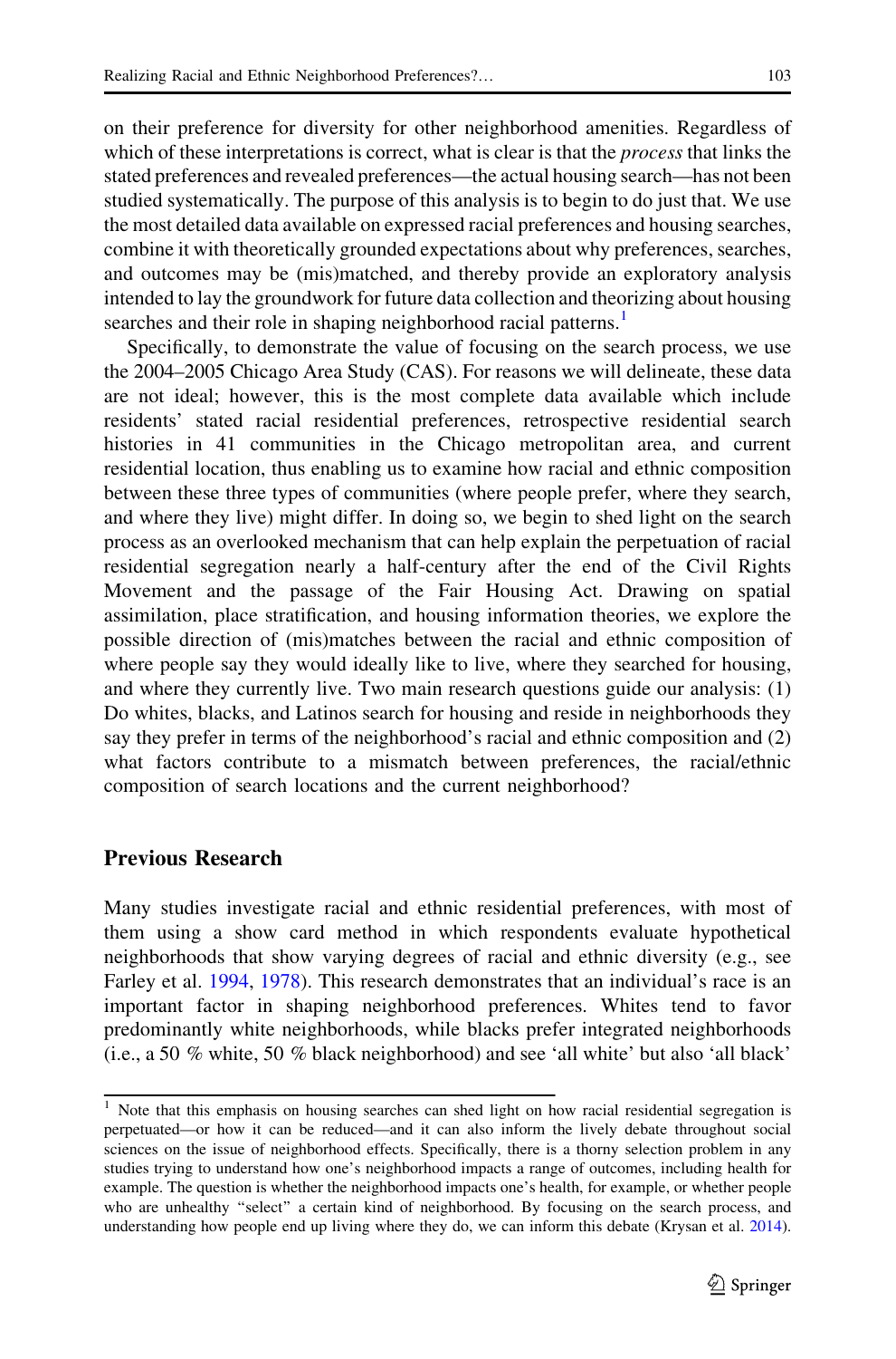on their preference for diversity for other neighborhood amenities. Regardless of which of these interpretations is correct, what is clear is that the *process* that links the stated preferences and revealed preferences—the actual housing search—has not been studied systematically. The purpose of this analysis is to begin to do just that. We use the most detailed data available on expressed racial preferences and housing searches, combine it with theoretically grounded expectations about why preferences, searches, and outcomes may be (mis)matched, and thereby provide an exploratory analysis intended to lay the groundwork for future data collection and theorizing about housing searches and their role in shaping neighborhood racial patterns.[1]

Specifically, to demonstrate the value of focusing on the search process, we use the 2004–2005 Chicago Area Study (CAS). For reasons we will delineate, these data are not ideal; however, this is the most complete data available which include residents' stated racial residential preferences, retrospective residential search histories in 41 communities in the Chicago metropolitan area, and current residential location, thus enabling us to examine how racial and ethnic composition between these three types of communities (where people prefer, where they search, and where they live) might differ. In doing so, we begin to shed light on the search process as an overlooked mechanism that can help explain the perpetuation of racial residential segregation nearly a half-century after the end of the Civil Rights Movement and the passage of the Fair Housing Act. Drawing on spatial assimilation, place stratification, and housing information theories, we explore the possible direction of (mis)matches between the racial and ethnic composition of where people say they would ideally like to live, where they searched for housing, and where they currently live. Two main research questions guide our analysis: (1) Do whites, blacks, and Latinos search for housing and reside in neighborhoods they say they prefer in terms of the neighborhood's racial and ethnic composition and (2) what factors contribute to a mismatch between preferences, the racial/ethnic composition of search locations and the current neighborhood?

## Previous Research

Many studies investigate racial and ethnic residential preferences, with most of them using a show card method in which respondents evaluate hypothetical neighborhoods that show varying degrees of racial and ethnic diversity (e.g., see Farley et al. 1994, 1978). This research demonstrates that an individual's race is an important factor in shaping neighborhood preferences. Whites tend to favor predominantly white neighborhoods, while blacks prefer integrated neighborhoods (i.e., a 50 % white, 50 % black neighborhood) and see 'all white' but also 'all black'

[1] Note that this emphasis on housing searches can shed light on how racial residential segregation is perpetuated—or how it can be reduced—and it can also inform the lively debate throughout social sciences on the issue of neighborhood effects. Specifically, there is a thorny selection problem in any studies trying to understand how one's neighborhood impacts a range of outcomes, including health for example. The question is whether the neighborhood impacts one's health, for example, or whether people who are unhealthy "select" a certain kind of neighborhood. By focusing on the search process, and understanding how people end up living where they do, we can inform this debate (Krysan et al. 2014).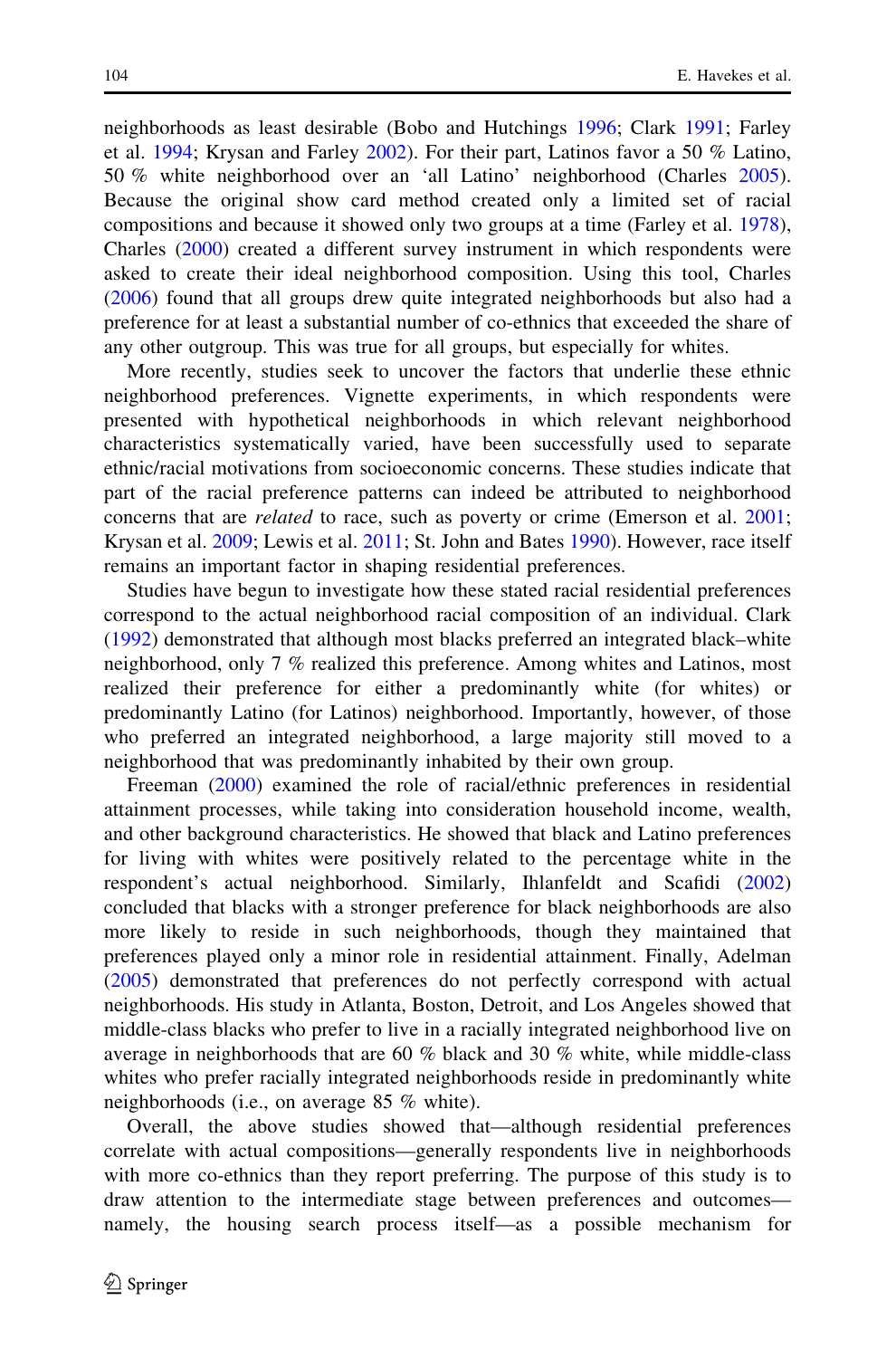neighborhoods as least desirable (Bobo and Hutchings 1996; Clark 1991; Farley et al. 1994; Krysan and Farley 2002). For their part, Latinos favor a 50 % Latino, 50 % white neighborhood over an 'all Latino' neighborhood (Charles 2005). Because the original show card method created only a limited set of racial compositions and because it showed only two groups at a time (Farley et al. 1978), Charles (2000) created a different survey instrument in which respondents were asked to create their ideal neighborhood composition. Using this tool, Charles (2006) found that all groups drew quite integrated neighborhoods but also had a preference for at least a substantial number of co-ethnics that exceeded the share of any other outgroup. This was true for all groups, but especially for whites.

More recently, studies seek to uncover the factors that underlie these ethnic neighborhood preferences. Vignette experiments, in which respondents were presented with hypothetical neighborhoods in which relevant neighborhood characteristics systematically varied, have been successfully used to separate ethnic/racial motivations from socioeconomic concerns. These studies indicate that part of the racial preference patterns can indeed be attributed to neighborhood concerns that are *related* to race, such as poverty or crime (Emerson et al. 2001; Krysan et al. 2009; Lewis et al. 2011; St. John and Bates 1990). However, race itself remains an important factor in shaping residential preferences.

Studies have begun to investigate how these stated racial residential preferences correspond to the actual neighborhood racial composition of an individual. Clark (1992) demonstrated that although most blacks preferred an integrated black–white neighborhood, only 7 % realized this preference. Among whites and Latinos, most realized their preference for either a predominantly white (for whites) or predominantly Latino (for Latinos) neighborhood. Importantly, however, of those who preferred an integrated neighborhood, a large majority still moved to a neighborhood that was predominantly inhabited by their own group.

Freeman (2000) examined the role of racial/ethnic preferences in residential attainment processes, while taking into consideration household income, wealth, and other background characteristics. He showed that black and Latino preferences for living with whites were positively related to the percentage white in the respondent's actual neighborhood. Similarly, Ihlanfeldt and Scafidi (2002) concluded that blacks with a stronger preference for black neighborhoods are also more likely to reside in such neighborhoods, though they maintained that preferences played only a minor role in residential attainment. Finally, Adelman (2005) demonstrated that preferences do not perfectly correspond with actual neighborhoods. His study in Atlanta, Boston, Detroit, and Los Angeles showed that middle-class blacks who prefer to live in a racially integrated neighborhood live on average in neighborhoods that are 60 % black and 30 % white, while middle-class whites who prefer racially integrated neighborhoods reside in predominantly white neighborhoods (i.e., on average 85 % white).

Overall, the above studies showed that—although residential preferences correlate with actual compositions—generally respondents live in neighborhoods with more co-ethnics than they report preferring. The purpose of this study is to draw attention to the intermediate stage between preferences and outcomes—namely, the housing search process itself—as a possible mechanism for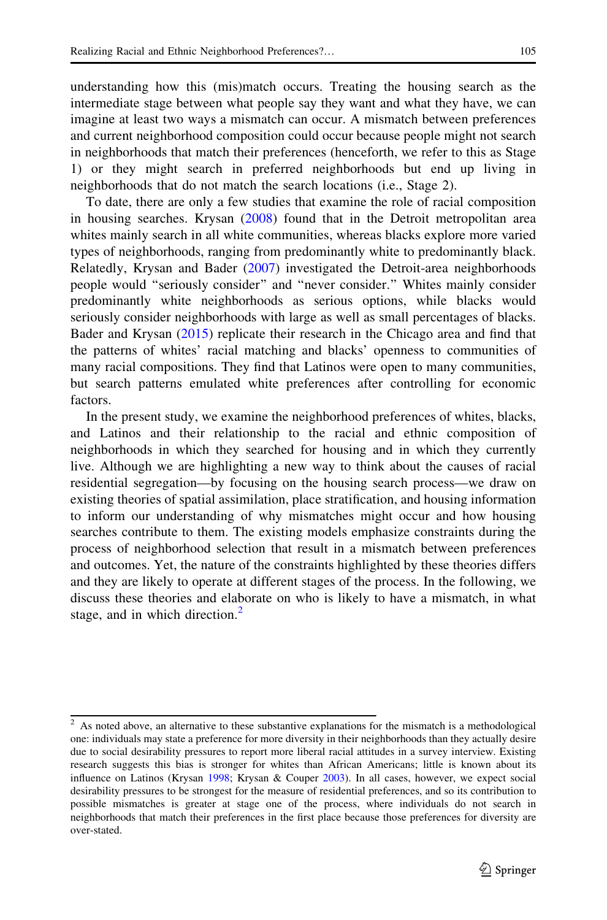understanding how this (mis)match occurs. Treating the housing search as the intermediate stage between what people say they want and what they have, we can imagine at least two ways a mismatch can occur. A mismatch between preferences and current neighborhood composition could occur because people might not search in neighborhoods that match their preferences (henceforth, we refer to this as Stage 1) or they might search in preferred neighborhoods but end up living in neighborhoods that do not match the search locations (i.e., Stage 2).

To date, there are only a few studies that examine the role of racial composition in housing searches. Krysan (2008) found that in the Detroit metropolitan area whites mainly search in all white communities, whereas blacks explore more varied types of neighborhoods, ranging from predominantly white to predominantly black. Relatedly, Krysan and Bader (2007) investigated the Detroit-area neighborhoods people would "seriously consider" and "never consider." Whites mainly consider predominantly white neighborhoods as serious options, while blacks would seriously consider neighborhoods with large as well as small percentages of blacks. Bader and Krysan (2015) replicate their research in the Chicago area and find that the patterns of whites' racial matching and blacks' openness to communities of many racial compositions. They find that Latinos were open to many communities, but search patterns emulated white preferences after controlling for economic factors.

In the present study, we examine the neighborhood preferences of whites, blacks, and Latinos and their relationship to the racial and ethnic composition of neighborhoods in which they searched for housing and in which they currently live. Although we are highlighting a new way to think about the causes of racial residential segregation—by focusing on the housing search process—we draw on existing theories of spatial assimilation, place stratification, and housing information to inform our understanding of why mismatches might occur and how housing searches contribute to them. The existing models emphasize constraints during the process of neighborhood selection that result in a mismatch between preferences and outcomes. Yet, the nature of the constraints highlighted by these theories differs and they are likely to operate at different stages of the process. In the following, we discuss these theories and elaborate on who is likely to have a mismatch, in what stage, and in which direction.[2]

[2] As noted above, an alternative to these substantive explanations for the mismatch is a methodological one: individuals may state a preference for more diversity in their neighborhoods than they actually desire due to social desirability pressures to report more liberal racial attitudes in a survey interview. Existing research suggests this bias is stronger for whites than African Americans; little is known about its influence on Latinos (Krysan 1998; Krysan & Couper 2003). In all cases, however, we expect social desirability pressures to be strongest for the measure of residential preferences, and so its contribution to possible mismatches is greater at stage one of the process, where individuals do not search in neighborhoods that match their preferences in the first place because those preferences for diversity are over-stated.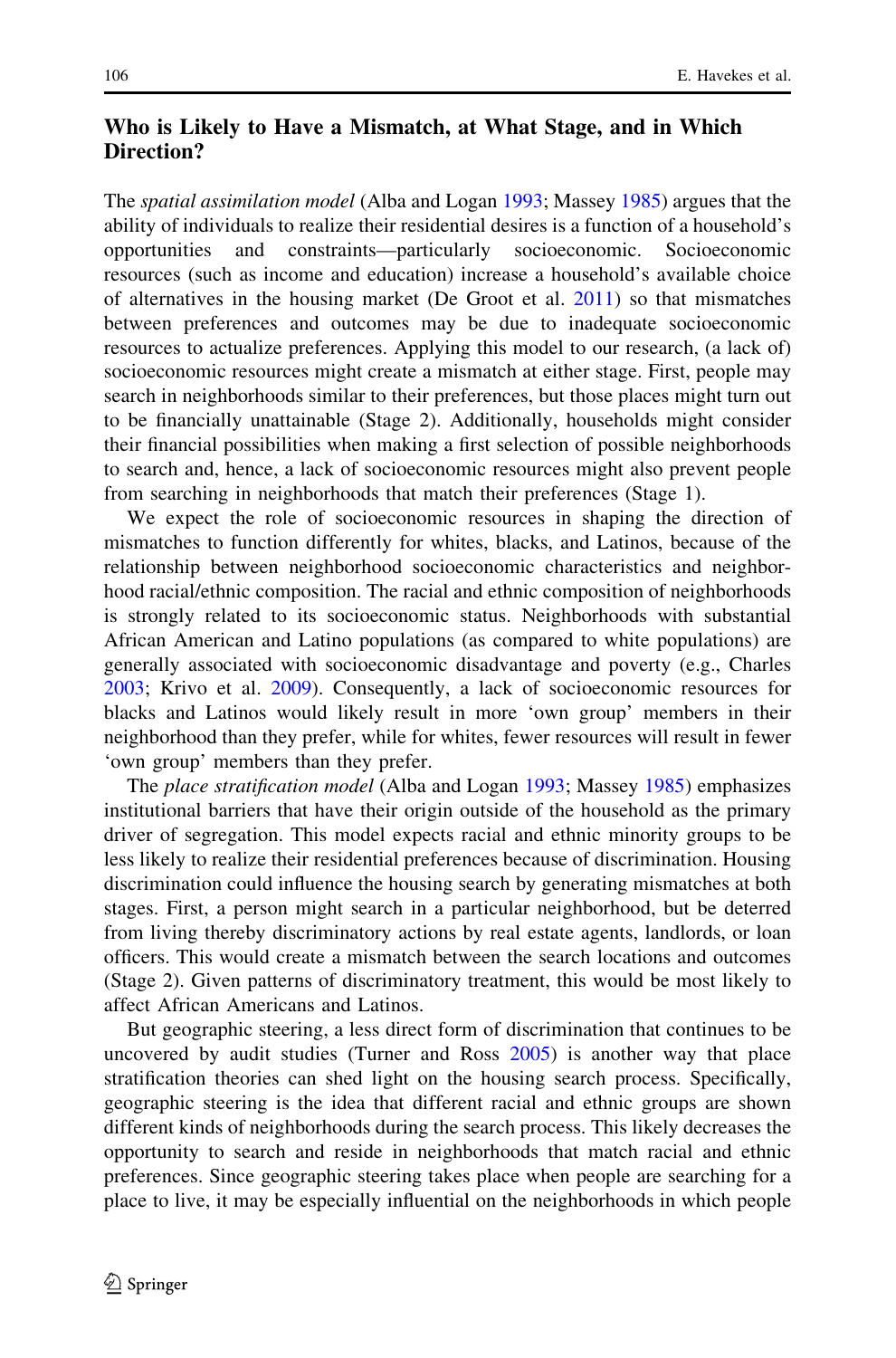## Who is Likely to Have a Mismatch, at What Stage, and in Which Direction?

The *spatial assimilation model* (Alba and Logan 1993; Massey 1985) argues that the ability of individuals to realize their residential desires is a function of a household's opportunities and constraints—particularly socioeconomic. Socioeconomic resources (such as income and education) increase a household's available choice of alternatives in the housing market (De Groot et al. 2011) so that mismatches between preferences and outcomes may be due to inadequate socioeconomic resources to actualize preferences. Applying this model to our research, (a lack of) socioeconomic resources might create a mismatch at either stage. First, people may search in neighborhoods similar to their preferences, but those places might turn out to be financially unattainable (Stage 2). Additionally, households might consider their financial possibilities when making a first selection of possible neighborhoods to search and, hence, a lack of socioeconomic resources might also prevent people from searching in neighborhoods that match their preferences (Stage 1).

We expect the role of socioeconomic resources in shaping the direction of mismatches to function differently for whites, blacks, and Latinos, because of the relationship between neighborhood socioeconomic characteristics and neighborhood racial/ethnic composition. The racial and ethnic composition of neighborhoods is strongly related to its socioeconomic status. Neighborhoods with substantial African American and Latino populations (as compared to white populations) are generally associated with socioeconomic disadvantage and poverty (e.g., Charles 2003; Krivo et al. 2009). Consequently, a lack of socioeconomic resources for blacks and Latinos would likely result in more 'own group' members in their neighborhood than they prefer, while for whites, fewer resources will result in fewer 'own group' members than they prefer.

The *place stratification model* (Alba and Logan 1993; Massey 1985) emphasizes institutional barriers that have their origin outside of the household as the primary driver of segregation. This model expects racial and ethnic minority groups to be less likely to realize their residential preferences because of discrimination. Housing discrimination could influence the housing search by generating mismatches at both stages. First, a person might search in a particular neighborhood, but be deterred from living thereby discriminatory actions by real estate agents, landlords, or loan officers. This would create a mismatch between the search locations and outcomes (Stage 2). Given patterns of discriminatory treatment, this would be most likely to affect African Americans and Latinos.

But geographic steering, a less direct form of discrimination that continues to be uncovered by audit studies (Turner and Ross 2005) is another way that place stratification theories can shed light on the housing search process. Specifically, geographic steering is the idea that different racial and ethnic groups are shown different kinds of neighborhoods during the search process. This likely decreases the opportunity to search and reside in neighborhoods that match racial and ethnic preferences. Since geographic steering takes place when people are searching for a place to live, it may be especially influential on the neighborhoods in which people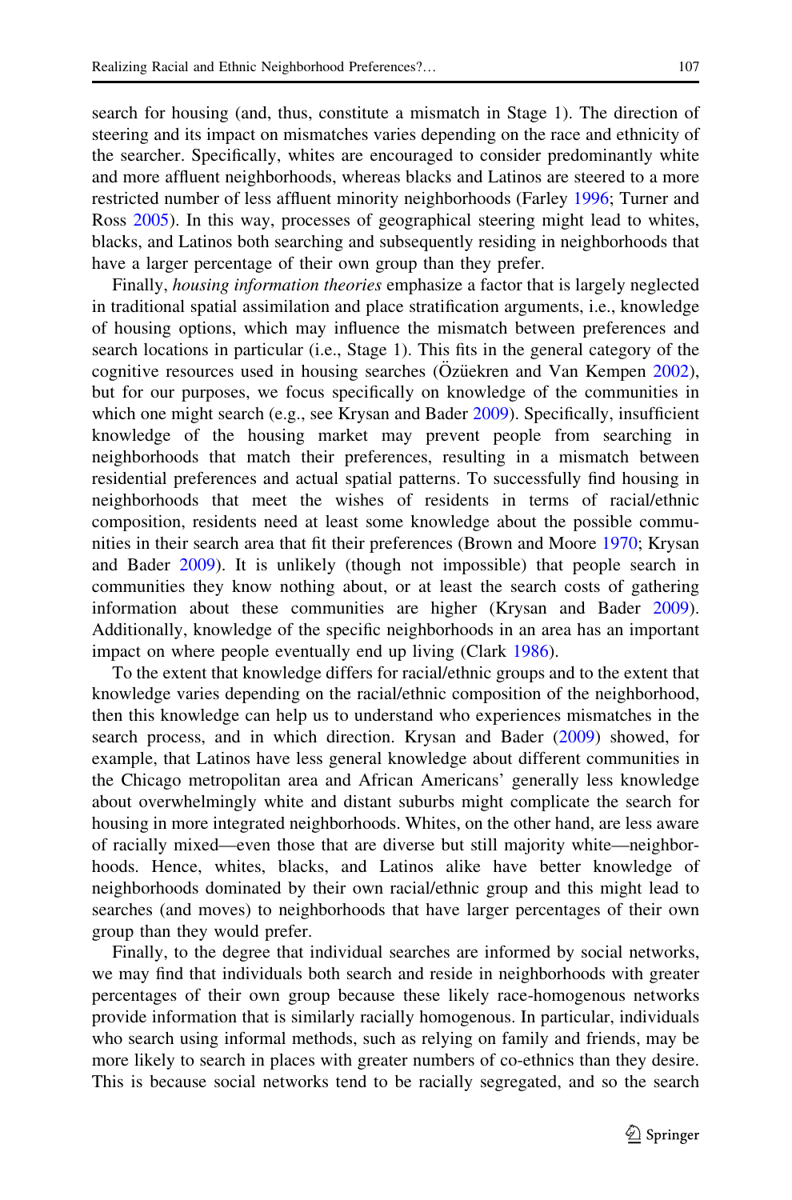search for housing (and, thus, constitute a mismatch in Stage 1). The direction of steering and its impact on mismatches varies depending on the race and ethnicity of the searcher. Specifically, whites are encouraged to consider predominantly white and more affluent neighborhoods, whereas blacks and Latinos are steered to a more restricted number of less affluent minority neighborhoods (Farley 1996; Turner and Ross 2005). In this way, processes of geographical steering might lead to whites, blacks, and Latinos both searching and subsequently residing in neighborhoods that have a larger percentage of their own group than they prefer.

Finally, *housing information theories* emphasize a factor that is largely neglected in traditional spatial assimilation and place stratification arguments, i.e., knowledge of housing options, which may influence the mismatch between preferences and search locations in particular (i.e., Stage 1). This fits in the general category of the cognitive resources used in housing searches (Özüekren and Van Kempen 2002), but for our purposes, we focus specifically on knowledge of the communities in which one might search (e.g., see Krysan and Bader 2009). Specifically, insufficient knowledge of the housing market may prevent people from searching in neighborhoods that match their preferences, resulting in a mismatch between residential preferences and actual spatial patterns. To successfully find housing in neighborhoods that meet the wishes of residents in terms of racial/ethnic composition, residents need at least some knowledge about the possible communities in their search area that fit their preferences (Brown and Moore 1970; Krysan and Bader 2009). It is unlikely (though not impossible) that people search in communities they know nothing about, or at least the search costs of gathering information about these communities are higher (Krysan and Bader 2009). Additionally, knowledge of the specific neighborhoods in an area has an important impact on where people eventually end up living (Clark 1986).

To the extent that knowledge differs for racial/ethnic groups and to the extent that knowledge varies depending on the racial/ethnic composition of the neighborhood, then this knowledge can help us to understand who experiences mismatches in the search process, and in which direction. Krysan and Bader (2009) showed, for example, that Latinos have less general knowledge about different communities in the Chicago metropolitan area and African Americans' generally less knowledge about overwhelmingly white and distant suburbs might complicate the search for housing in more integrated neighborhoods. Whites, on the other hand, are less aware of racially mixed—even those that are diverse but still majority white—neighborhoods. Hence, whites, blacks, and Latinos alike have better knowledge of neighborhoods dominated by their own racial/ethnic group and this might lead to searches (and moves) to neighborhoods that have larger percentages of their own group than they would prefer.

Finally, to the degree that individual searches are informed by social networks, we may find that individuals both search and reside in neighborhoods with greater percentages of their own group because these likely race-homogenous networks provide information that is similarly racially homogenous. In particular, individuals who search using informal methods, such as relying on family and friends, may be more likely to search in places with greater numbers of co-ethnics than they desire. This is because social networks tend to be racially segregated, and so the search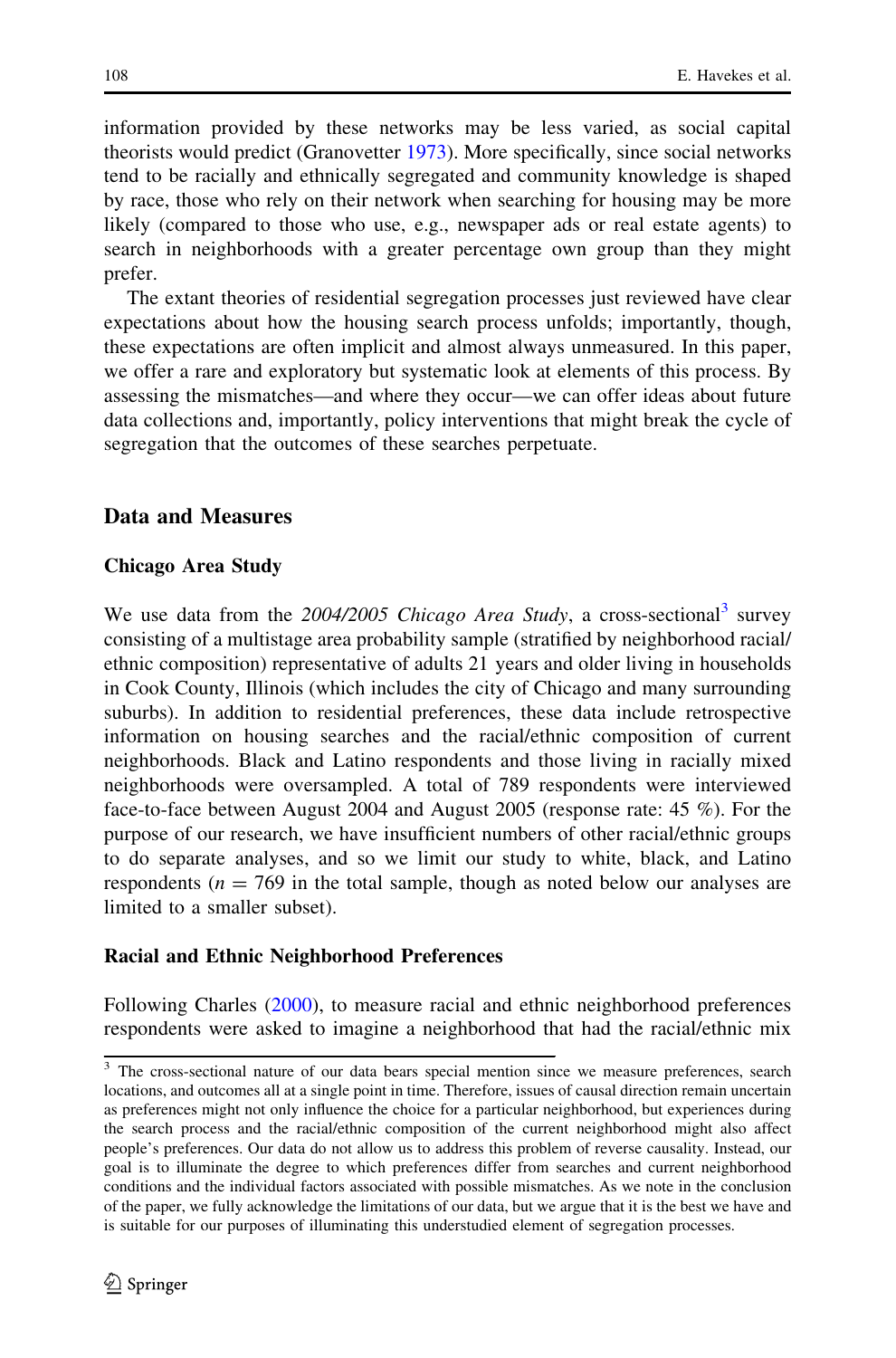information provided by these networks may be less varied, as social capital theorists would predict (Granovetter 1973). More specifically, since social networks tend to be racially and ethnically segregated and community knowledge is shaped by race, those who rely on their network when searching for housing may be more likely (compared to those who use, e.g., newspaper ads or real estate agents) to search in neighborhoods with a greater percentage own group than they might prefer.

The extant theories of residential segregation processes just reviewed have clear expectations about how the housing search process unfolds; importantly, though, these expectations are often implicit and almost always unmeasured. In this paper, we offer a rare and exploratory but systematic look at elements of this process. By assessing the mismatches—and where they occur—we can offer ideas about future data collections and, importantly, policy interventions that might break the cycle of segregation that the outcomes of these searches perpetuate.

## Data and Measures

### Chicago Area Study

We use data from the *2004/2005 Chicago Area Study*, a cross-sectional[3] survey consisting of a multistage area probability sample (stratified by neighborhood racial/ethnic composition) representative of adults 21 years and older living in households in Cook County, Illinois (which includes the city of Chicago and many surrounding suburbs). In addition to residential preferences, these data include retrospective information on housing searches and the racial/ethnic composition of current neighborhoods. Black and Latino respondents and those living in racially mixed neighborhoods were oversampled. A total of 789 respondents were interviewed face-to-face between August 2004 and August 2005 (response rate: 45 %). For the purpose of our research, we have insufficient numbers of other racial/ethnic groups to do separate analyses, and so we limit our study to white, black, and Latino respondents ($n = 769$ in the total sample, though as noted below our analyses are limited to a smaller subset).

### Racial and Ethnic Neighborhood Preferences

Following Charles (2000), to measure racial and ethnic neighborhood preferences respondents were asked to imagine a neighborhood that had the racial/ethnic mix

[3] The cross-sectional nature of our data bears special mention since we measure preferences, search locations, and outcomes all at a single point in time. Therefore, issues of causal direction remain uncertain as preferences might not only influence the choice for a particular neighborhood, but experiences during the search process and the racial/ethnic composition of the current neighborhood might also affect people's preferences. Our data do not allow us to address this problem of reverse causality. Instead, our goal is to illuminate the degree to which preferences differ from searches and current neighborhood conditions and the individual factors associated with possible mismatches. As we note in the conclusion of the paper, we fully acknowledge the limitations of our data, but we argue that it is the best we have and is suitable for our purposes of illuminating this understudied element of segregation processes.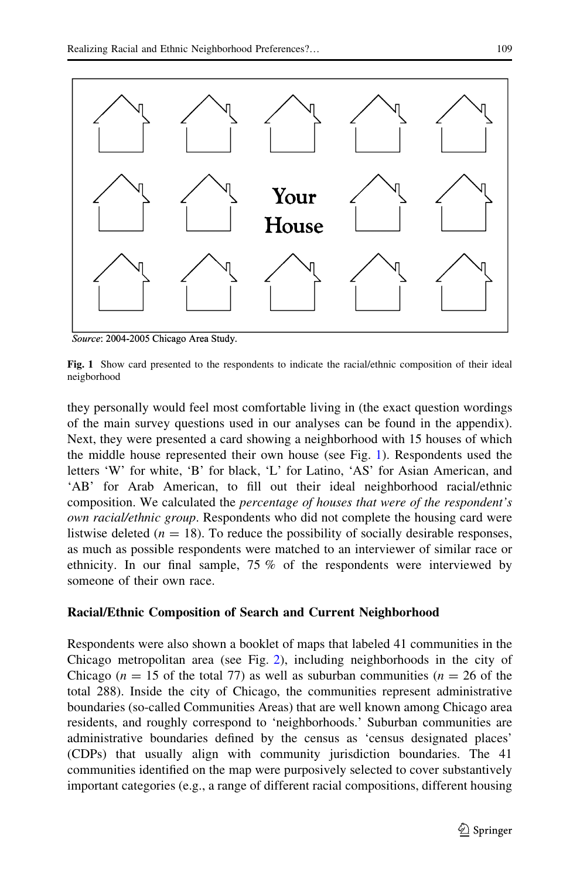Source: 2004-2005 Chicago Area Study.

**Fig. 1** Show card presented to the respondents to indicate the racial/ethnic composition of their ideal neigborhood

they personally would feel most comfortable living in (the exact question wordings of the main survey questions used in our analyses can be found in the appendix). Next, they were presented a card showing a neighborhood with 15 houses of which the middle house represented their own house (see Fig. 1). Respondents used the letters 'W' for white, 'B' for black, 'L' for Latino, 'AS' for Asian American, and 'AB' for Arab American, to fill out their ideal neighborhood racial/ethnic composition. We calculated the *percentage of houses that were of the respondent's own racial/ethnic group*. Respondents who did not complete the housing card were listwise deleted ($n = 18$). To reduce the possibility of socially desirable responses, as much as possible respondents were matched to an interviewer of similar race or ethnicity. In our final sample, 75 % of the respondents were interviewed by someone of their own race.

### Racial/Ethnic Composition of Search and Current Neighborhood

Respondents were also shown a booklet of maps that labeled 41 communities in the Chicago metropolitan area (see Fig. 2), including neighborhoods in the city of Chicago ($n = 15$ of the total 77) as well as suburban communities ($n = 26$ of the total 288). Inside the city of Chicago, the communities represent administrative boundaries (so-called Communities Areas) that are well known among Chicago area residents, and roughly correspond to 'neighborhoods.' Suburban communities are administrative boundaries defined by the census as 'census designated places' (CDPs) that usually align with community jurisdiction boundaries. The 41 communities identified on the map were purposively selected to cover substantively important categories (e.g., a range of different racial compositions, different housing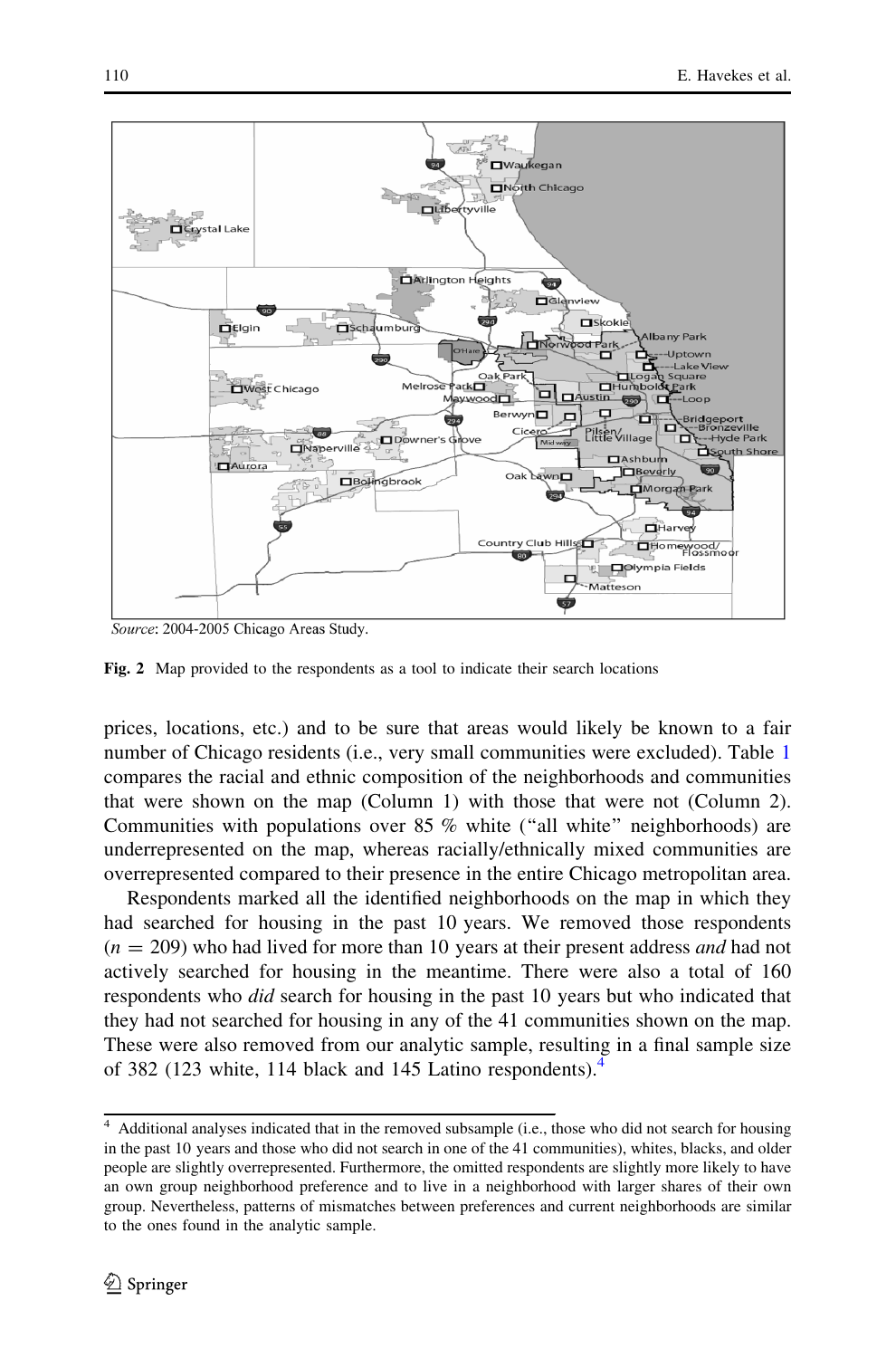Source: 2004-2005 Chicago Areas Study.

**Fig. 2** Map provided to the respondents as a tool to indicate their search locations

prices, locations, etc.) and to be sure that areas would likely be known to a fair number of Chicago residents (i.e., very small communities were excluded). Table 1 compares the racial and ethnic composition of the neighborhoods and communities that were shown on the map (Column 1) with those that were not (Column 2). Communities with populations over 85 % white ("all white" neighborhoods) are underrepresented on the map, whereas racially/ethnically mixed communities are overrepresented compared to their presence in the entire Chicago metropolitan area.

Respondents marked all the identified neighborhoods on the map in which they had searched for housing in the past 10 years. We removed those respondents ($n = 209$) who had lived for more than 10 years at their present address *and* had not actively searched for housing in the meantime. There were also a total of 160 respondents who *did* search for housing in the past 10 years but who indicated that they had not searched for housing in any of the 41 communities shown on the map. These were also removed from our analytic sample, resulting in a final sample size of 382 (123 white, 114 black and 145 Latino respondents).[4]

[4] Additional analyses indicated that in the removed subsample (i.e., those who did not search for housing in the past 10 years and those who did not search in one of the 41 communities), whites, blacks, and older people are slightly overrepresented. Furthermore, the omitted respondents are slightly more likely to have an own group neighborhood preference and to live in a neighborhood with larger shares of their own group. Nevertheless, patterns of mismatches between preferences and current neighborhoods are similar to the ones found in the analytic sample.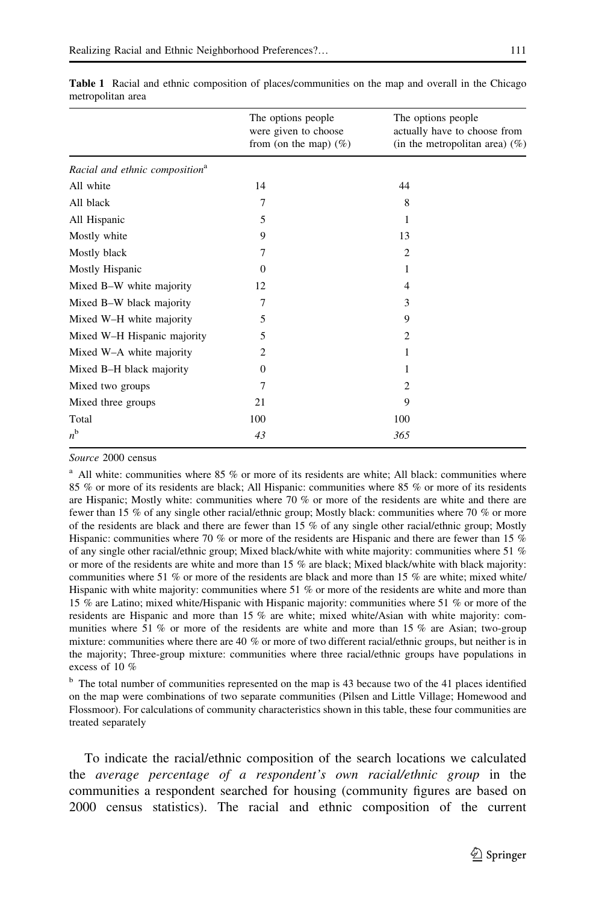**Table 1** Racial and ethnic composition of places/communities on the map and overall in the Chicago metropolitan area

| | The options people were given to choose from (on the map) (%) | The options people actually have to choose from (in the metropolitan area) (%) |
|---|---|---|
| *Racial and ethnic composition*[a] | | |
| All white | 14 | 44 |
| All black | 7 | 8 |
| All Hispanic | 5 | 1 |
| Mostly white | 9 | 13 |
| Mostly black | 7 | 2 |
| Mostly Hispanic | 0 | 1 |
| Mixed B–W white majority | 12 | 4 |
| Mixed B–W black majority | 7 | 3 |
| Mixed W–H white majority | 5 | 9 |
| Mixed W–H Hispanic majority | 5 | 2 |
| Mixed W–A white majority | 2 | 1 |
| Mixed B–H black majority | 0 | 1 |
| Mixed two groups | 7 | 2 |
| Mixed three groups | 21 | 9 |
| Total | 100 | 100 |
| $n$[b] | *43* | *365* |

*Source* 2000 census

[a] All white: communities where 85 % or more of its residents are white; All black: communities where 85 % or more of its residents are black; All Hispanic: communities where 85 % or more of its residents are Hispanic; Mostly white: communities where 70 % or more of the residents are white and there are fewer than 15 % of any single other racial/ethnic group; Mostly black: communities where 70 % or more of the residents are black and there are fewer than 15 % of any single other racial/ethnic group; Mostly Hispanic: communities where 70 % or more of the residents are Hispanic and there are fewer than 15 % of any single other racial/ethnic group; Mixed black/white with white majority: communities where 51 % or more of the residents are white and more than 15 % are black; Mixed black/white with black majority: communities where 51 % or more of the residents are black and more than 15 % are white; mixed white/Hispanic with white majority: communities where 51 % or more of the residents are white and more than 15 % are Latino; mixed white/Hispanic with Hispanic majority: communities where 51 % or more of the residents are Hispanic and more than 15 % are white; mixed white/Asian with white majority: communities where 51 % or more of the residents are white and more than 15 % are Asian; two-group mixture: communities where there are 40 % or more of two different racial/ethnic groups, but neither is in the majority; Three-group mixture: communities where three racial/ethnic groups have populations in excess of 10 %

[b] The total number of communities represented on the map is 43 because two of the 41 places identified on the map were combinations of two separate communities (Pilsen and Little Village; Homewood and Flossmoor). For calculations of community characteristics shown in this table, these four communities are treated separately

To indicate the racial/ethnic composition of the search locations we calculated the *average percentage of a respondent's own racial/ethnic group* in the communities a respondent searched for housing (community figures are based on 2000 census statistics). The racial and ethnic composition of the current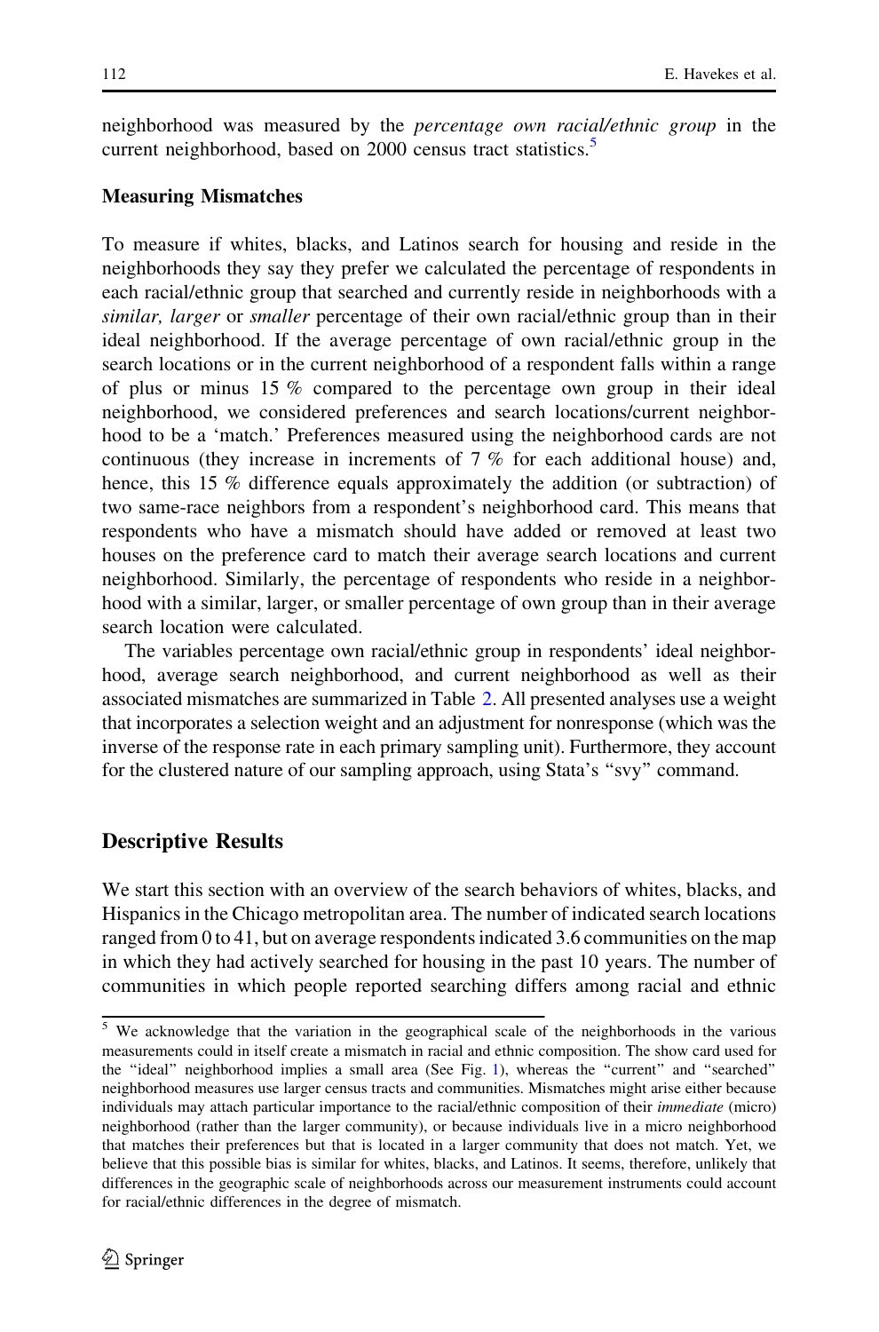neighborhood was measured by the *percentage own racial/ethnic group* in the current neighborhood, based on 2000 census tract statistics.[5]

### Measuring Mismatches

To measure if whites, blacks, and Latinos search for housing and reside in the neighborhoods they say they prefer we calculated the percentage of respondents in each racial/ethnic group that searched and currently reside in neighborhoods with a *similar, larger* or *smaller* percentage of their own racial/ethnic group than in their ideal neighborhood. If the average percentage of own racial/ethnic group in the search locations or in the current neighborhood of a respondent falls within a range of plus or minus 15 % compared to the percentage own group in their ideal neighborhood, we considered preferences and search locations/current neighborhood to be a 'match.' Preferences measured using the neighborhood cards are not continuous (they increase in increments of 7 % for each additional house) and, hence, this 15 % difference equals approximately the addition (or subtraction) of two same-race neighbors from a respondent's neighborhood card. This means that respondents who have a mismatch should have added or removed at least two houses on the preference card to match their average search locations and current neighborhood. Similarly, the percentage of respondents who reside in a neighborhood with a similar, larger, or smaller percentage of own group than in their average search location were calculated.

The variables percentage own racial/ethnic group in respondents' ideal neighborhood, average search neighborhood, and current neighborhood as well as their associated mismatches are summarized in Table 2. All presented analyses use a weight that incorporates a selection weight and an adjustment for nonresponse (which was the inverse of the response rate in each primary sampling unit). Furthermore, they account for the clustered nature of our sampling approach, using Stata's "svy" command.

## Descriptive Results

We start this section with an overview of the search behaviors of whites, blacks, and Hispanics in the Chicago metropolitan area. The number of indicated search locations ranged from 0 to 41, but on average respondents indicated 3.6 communities on the map in which they had actively searched for housing in the past 10 years. The number of communities in which people reported searching differs among racial and ethnic

[5] We acknowledge that the variation in the geographical scale of the neighborhoods in the various measurements could in itself create a mismatch in racial and ethnic composition. The show card used for the "ideal" neighborhood implies a small area (See Fig. 1), whereas the "current" and "searched" neighborhood measures use larger census tracts and communities. Mismatches might arise either because individuals may attach particular importance to the racial/ethnic composition of their *immediate* (micro) neighborhood (rather than the larger community), or because individuals live in a micro neighborhood that matches their preferences but that is located in a larger community that does not match. Yet, we believe that this possible bias is similar for whites, blacks, and Latinos. It seems, therefore, unlikely that differences in the geographic scale of neighborhoods across our measurement instruments could account for racial/ethnic differences in the degree of mismatch.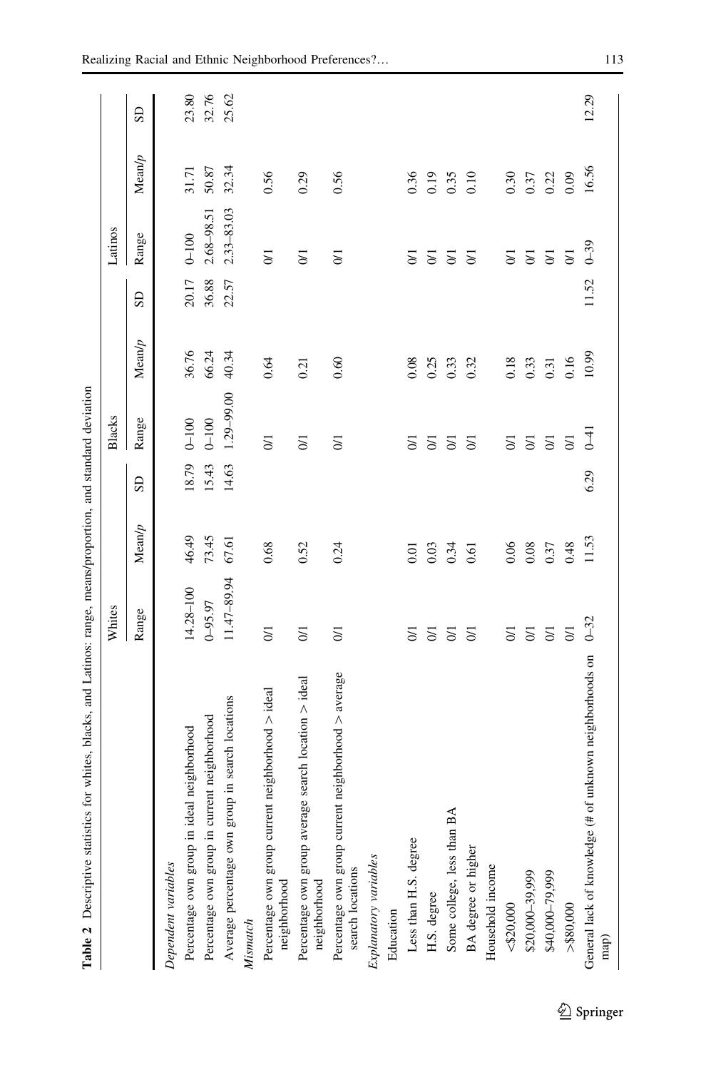**Table 2** Descriptive statistics for whites, blacks, and Latinos: range, means/proportion, and standard deviation

| | Whites | | | Blacks | | | Latinos | | |
|---|---|---|---|---|---|---|---|---|---|
| | Range | Mean/p | SD | Range | Mean/p | SD | Range | Mean/p | SD |
| *Dependent variables* | | | | | | | | | |
| Percentage own group in ideal neighborhood | 14.28–100 | 46.49 | 18.79 | 0–100 | 36.76 | 20.17 | 0–100 | 31.71 | 23.80 |
| Percentage own group in current neighborhood | 0–95.97 | 73.45 | 15.43 | 0–100 | 66.24 | 36.88 | 2.68–98.51 | 50.87 | 32.76 |
| Average percentage own group in search locations | 11.47–89.94 | 67.61 | 14.63 | 1.29–99.00 | 40.34 | 22.57 | 2.33–83.03 | 32.34 | 25.62 |
| *Mismatch* | | | | | | | | | |
| Percentage own group current neighborhood > ideal neighborhood | 0/1 | 0.68 | | 0/1 | 0.64 | | 0/1 | 0.56 | |
| Percentage own group average search location > ideal neighborhood | 0/1 | 0.52 | | 0/1 | 0.21 | | 0/1 | 0.29 | |
| Percentage own group current neighborhood > average search locations | 0/1 | 0.24 | | 0/1 | 0.60 | | 0/1 | 0.56 | |
| *Explanatory variables* | | | | | | | | | |
| Education | | | | | | | | | |
| Less than H.S. degree | 0/1 | 0.01 | | 0/1 | 0.08 | | 0/1 | 0.36 | |
| H.S. degree | 0/1 | 0.03 | | 0/1 | 0.25 | | 0/1 | 0.19 | |
| Some college, less than BA | 0/1 | 0.34 | | 0/1 | 0.33 | | 0/1 | 0.35 | |
| BA degree or higher | 0/1 | 0.61 | | 0/1 | 0.32 | | 0/1 | 0.10 | |
| Household income | | | | | | | | | |
| <$20,000 | 0/1 | 0.06 | | 0/1 | 0.18 | | 0/1 | 0.30 | |
| $20,000–39,999 | 0/1 | 0.08 | | 0/1 | 0.33 | | 0/1 | 0.37 | |
| $40,000–79,999 | 0/1 | 0.37 | | 0/1 | 0.31 | | 0/1 | 0.22 | |
| >$80,000 | 0/1 | 0.48 | | 0/1 | 0.16 | | 0/1 | 0.09 | |
| General lack of knowledge (# of unknown neighborhoods on map) | 0–32 | 11.53 | 6.29 | 0–41 | 10.99 | 11.52 | 0–39 | 16.56 | 12.29 |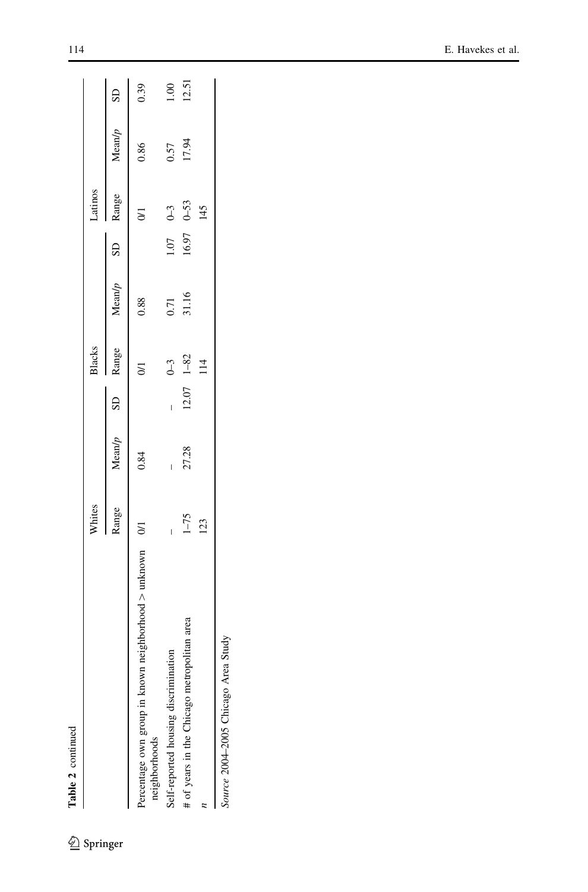**Table 2** continued

| | Whites | | | Blacks | | | Latinos | | |
|---|---|---|---|---|---|---|---|---|---|
| | Range | Mean/*p* | SD | Range | Mean/*p* | SD | Range | Mean/*p* | SD |
| Percentage own group in known neighborhood > unknown neighborhoods | 0/1 | 0.84 | | 0/1 | 0.88 | | 0/1 | 0.86 | 0.39 |
| Self-reported housing discrimination | – | – | – | 0–3 | 0.71 | 1.07 | 0–3 | 0.57 | 1.00 |
| # of years in the Chicago metropolitan area | 1–75 | 27.28 | 12.07 | 1–82 | 31.16 | 16.97 | 0–53 | 17.94 | 12.51 |
| *n* | 123 | | | 114 | | | 145 | | |

*Source* 2004–2005 Chicago Area Study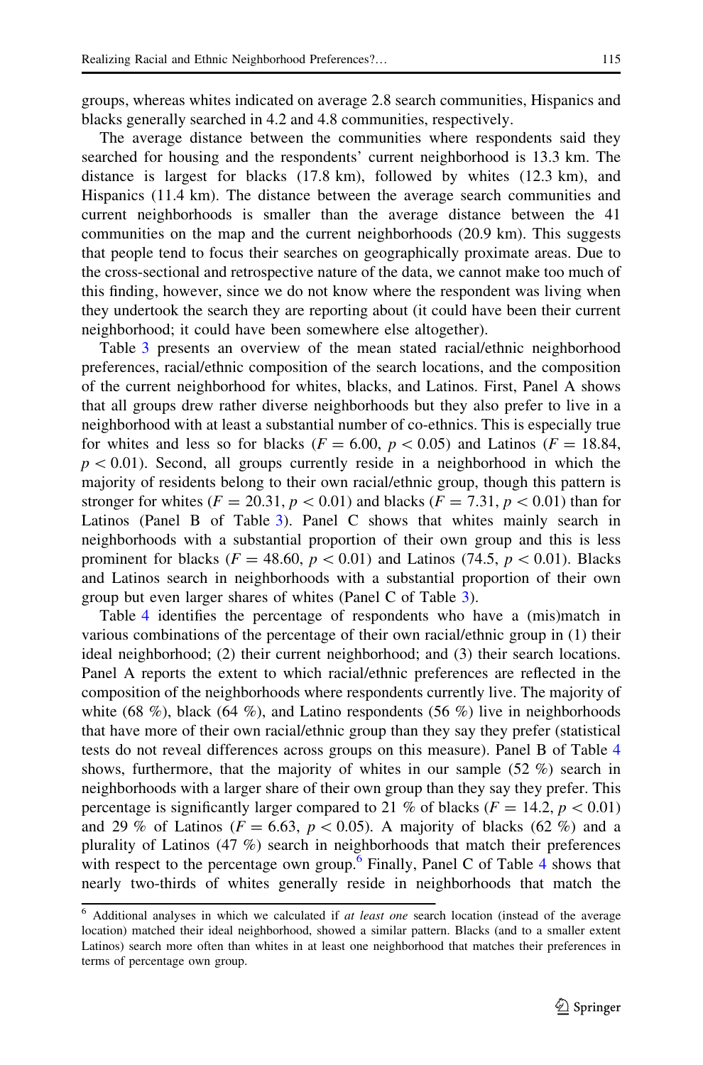groups, whereas whites indicated on average 2.8 search communities, Hispanics and blacks generally searched in 4.2 and 4.8 communities, respectively.

The average distance between the communities where respondents said they searched for housing and the respondents' current neighborhood is 13.3 km. The distance is largest for blacks (17.8 km), followed by whites (12.3 km), and Hispanics (11.4 km). The distance between the average search communities and current neighborhoods is smaller than the average distance between the 41 communities on the map and the current neighborhoods (20.9 km). This suggests that people tend to focus their searches on geographically proximate areas. Due to the cross-sectional and retrospective nature of the data, we cannot make too much of this finding, however, since we do not know where the respondent was living when they undertook the search they are reporting about (it could have been their current neighborhood; it could have been somewhere else altogether).

Table 3 presents an overview of the mean stated racial/ethnic neighborhood preferences, racial/ethnic composition of the search locations, and the composition of the current neighborhood for whites, blacks, and Latinos. First, Panel A shows that all groups drew rather diverse neighborhoods but they also prefer to live in a neighborhood with at least a substantial number of co-ethnics. This is especially true for whites and less so for blacks ($F = 6.00$, $p < 0.05$) and Latinos ($F = 18.84$, $p < 0.01$). Second, all groups currently reside in a neighborhood in which the majority of residents belong to their own racial/ethnic group, though this pattern is stronger for whites ($F = 20.31$, $p < 0.01$) and blacks ($F = 7.31$, $p < 0.01$) than for Latinos (Panel B of Table 3). Panel C shows that whites mainly search in neighborhoods with a substantial proportion of their own group and this is less prominent for blacks ($F = 48.60$, $p < 0.01$) and Latinos ($74.5$, $p < 0.01$). Blacks and Latinos search in neighborhoods with a substantial proportion of their own group but even larger shares of whites (Panel C of Table 3).

Table 4 identifies the percentage of respondents who have a (mis)match in various combinations of the percentage of their own racial/ethnic group in (1) their ideal neighborhood; (2) their current neighborhood; and (3) their search locations. Panel A reports the extent to which racial/ethnic preferences are reflected in the composition of the neighborhoods where respondents currently live. The majority of white (68 %), black (64 %), and Latino respondents (56 %) live in neighborhoods that have more of their own racial/ethnic group than they say they prefer (statistical tests do not reveal differences across groups on this measure). Panel B of Table 4 shows, furthermore, that the majority of whites in our sample (52 %) search in neighborhoods with a larger share of their own group than they say they prefer. This percentage is significantly larger compared to 21 % of blacks ($F = 14.2$, $p < 0.01$) and 29 % of Latinos ($F = 6.63$, $p < 0.05$). A majority of blacks (62 %) and a plurality of Latinos (47 %) search in neighborhoods that match their preferences with respect to the percentage own group.[6] Finally, Panel C of Table 4 shows that nearly two-thirds of whites generally reside in neighborhoods that match the

[6] Additional analyses in which we calculated if *at least one* search location (instead of the average location) matched their ideal neighborhood, showed a similar pattern. Blacks (and to a smaller extent Latinos) search more often than whites in at least one neighborhood that matches their preferences in terms of percentage own group.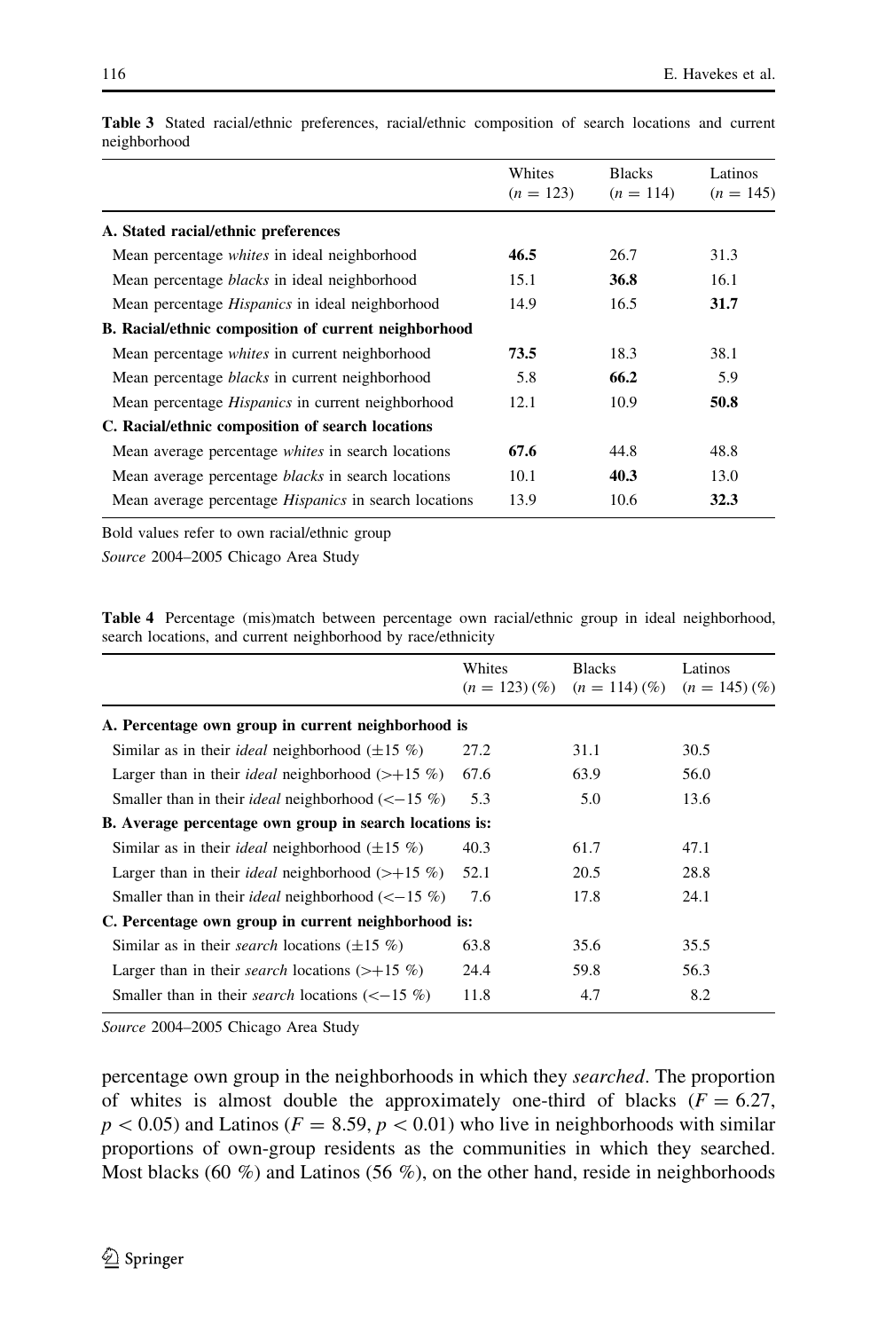**Table 3** Stated racial/ethnic preferences, racial/ethnic composition of search locations and current neighborhood

| | Whites ($n = 123$) | Blacks ($n = 114$) | Latinos ($n = 145$) |
|---|---|---|---|
| **A. Stated racial/ethnic preferences** | | | |
| Mean percentage *whites* in ideal neighborhood | **46.5** | 26.7 | 31.3 |
| Mean percentage *blacks* in ideal neighborhood | 15.1 | **36.8** | 16.1 |
| Mean percentage *Hispanics* in ideal neighborhood | 14.9 | 16.5 | **31.7** |
| **B. Racial/ethnic composition of current neighborhood** | | | |
| Mean percentage *whites* in current neighborhood | **73.5** | 18.3 | 38.1 |
| Mean percentage *blacks* in current neighborhood | 5.8 | **66.2** | 5.9 |
| Mean percentage *Hispanics* in current neighborhood | 12.1 | 10.9 | **50.8** |
| **C. Racial/ethnic composition of search locations** | | | |
| Mean average percentage *whites* in search locations | **67.6** | 44.8 | 48.8 |
| Mean average percentage *blacks* in search locations | 10.1 | **40.3** | 13.0 |
| Mean average percentage *Hispanics* in search locations | 13.9 | 10.6 | **32.3** |

Bold values refer to own racial/ethnic group

*Source* 2004–2005 Chicago Area Study

**Table 4** Percentage (mis)match between percentage own racial/ethnic group in ideal neighborhood, search locations, and current neighborhood by race/ethnicity

| | Whites ($n = 123$) (%) | Blacks ($n = 114$) (%) | Latinos ($n = 145$) (%) |
|---|---|---|---|
| **A. Percentage own group in current neighborhood is** | | | |
| Similar as in their *ideal* neighborhood (±15 %) | 27.2 | 31.1 | 30.5 |
| Larger than in their *ideal* neighborhood (>+15 %) | 67.6 | 63.9 | 56.0 |
| Smaller than in their *ideal* neighborhood (<−15 %) | 5.3 | 5.0 | 13.6 |
| **B. Average percentage own group in search locations is:** | | | |
| Similar as in their *ideal* neighborhood (±15 %) | 40.3 | 61.7 | 47.1 |
| Larger than in their *ideal* neighborhood (>+15 %) | 52.1 | 20.5 | 28.8 |
| Smaller than in their *ideal* neighborhood (<−15 %) | 7.6 | 17.8 | 24.1 |
| **C. Percentage own group in current neighborhood is:** | | | |
| Similar as in their *search* locations (±15 %) | 63.8 | 35.6 | 35.5 |
| Larger than in their *search* locations (>+15 %) | 24.4 | 59.8 | 56.3 |
| Smaller than in their *search* locations (<−15 %) | 11.8 | 4.7 | 8.2 |

*Source* 2004–2005 Chicago Area Study

percentage own group in the neighborhoods in which they *searched*. The proportion of whites is almost double the approximately one-third of blacks ($F = 6.27$, $p < 0.05$) and Latinos ($F = 8.59$, $p < 0.01$) who live in neighborhoods with similar proportions of own-group residents as the communities in which they searched. Most blacks (60 %) and Latinos (56 %), on the other hand, reside in neighborhoods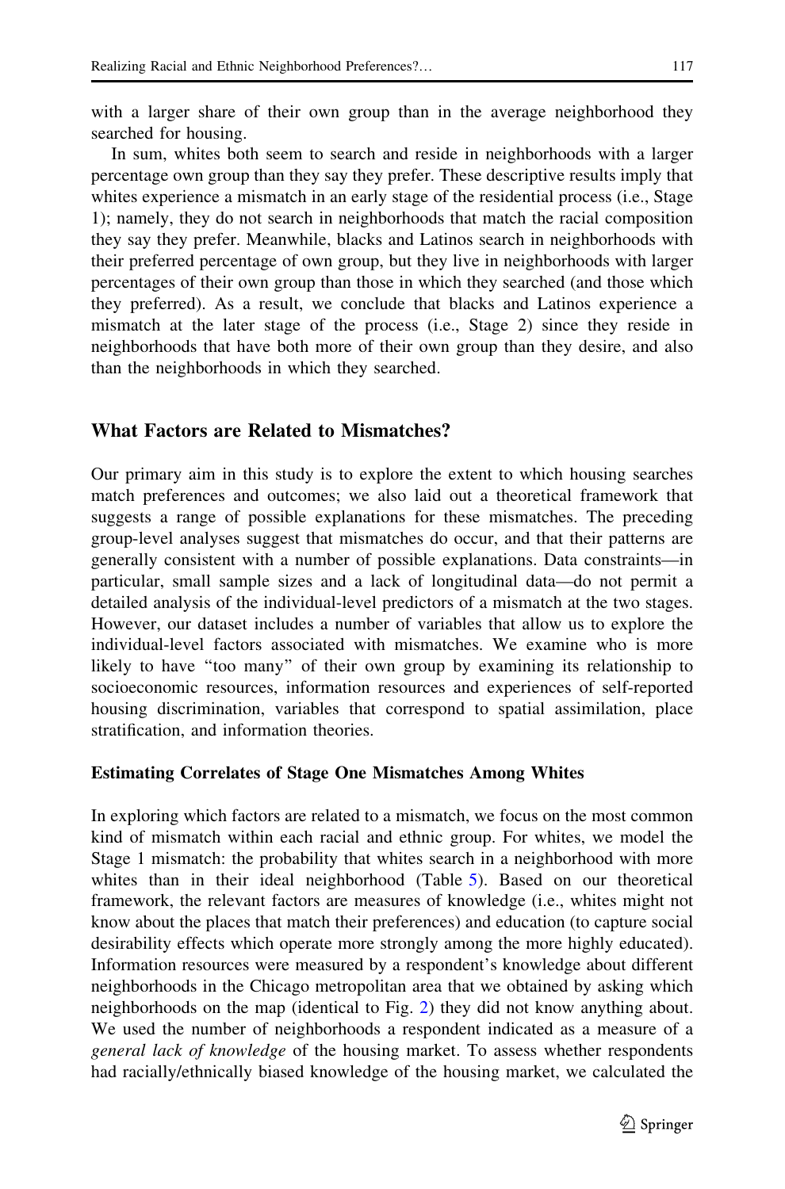with a larger share of their own group than in the average neighborhood they searched for housing.

In sum, whites both seem to search and reside in neighborhoods with a larger percentage own group than they say they prefer. These descriptive results imply that whites experience a mismatch in an early stage of the residential process (i.e., Stage 1); namely, they do not search in neighborhoods that match the racial composition they say they prefer. Meanwhile, blacks and Latinos search in neighborhoods with their preferred percentage of own group, but they live in neighborhoods with larger percentages of their own group than those in which they searched (and those which they preferred). As a result, we conclude that blacks and Latinos experience a mismatch at the later stage of the process (i.e., Stage 2) since they reside in neighborhoods that have both more of their own group than they desire, and also than the neighborhoods in which they searched.

## What Factors are Related to Mismatches?

Our primary aim in this study is to explore the extent to which housing searches match preferences and outcomes; we also laid out a theoretical framework that suggests a range of possible explanations for these mismatches. The preceding group-level analyses suggest that mismatches do occur, and that their patterns are generally consistent with a number of possible explanations. Data constraints—in particular, small sample sizes and a lack of longitudinal data—do not permit a detailed analysis of the individual-level predictors of a mismatch at the two stages. However, our dataset includes a number of variables that allow us to explore the individual-level factors associated with mismatches. We examine who is more likely to have "too many" of their own group by examining its relationship to socioeconomic resources, information resources and experiences of self-reported housing discrimination, variables that correspond to spatial assimilation, place stratification, and information theories.

### Estimating Correlates of Stage One Mismatches Among Whites

In exploring which factors are related to a mismatch, we focus on the most common kind of mismatch within each racial and ethnic group. For whites, we model the Stage 1 mismatch: the probability that whites search in a neighborhood with more whites than in their ideal neighborhood (Table 5). Based on our theoretical framework, the relevant factors are measures of knowledge (i.e., whites might not know about the places that match their preferences) and education (to capture social desirability effects which operate more strongly among the more highly educated). Information resources were measured by a respondent's knowledge about different neighborhoods in the Chicago metropolitan area that we obtained by asking which neighborhoods on the map (identical to Fig. 2) they did not know anything about. We used the number of neighborhoods a respondent indicated as a measure of a *general lack of knowledge* of the housing market. To assess whether respondents had racially/ethnically biased knowledge of the housing market, we calculated the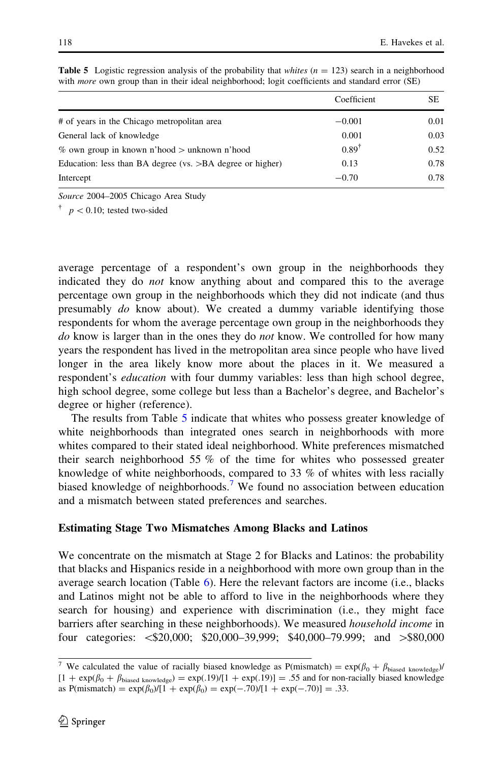**Table 5** Logistic regression analysis of the probability that *whites* ($n = 123$) search in a neighborhood with *more* own group than in their ideal neighborhood; logit coefficients and standard error (SE)

| | Coefficient | SE |
|---|---|---|
| # of years in the Chicago metropolitan area | −0.001 | 0.01 |
| General lack of knowledge | 0.001 | 0.03 |
| % own group in known n'hood > unknown n'hood | 0.89[†] | 0.52 |
| Education: less than BA degree (vs. >BA degree or higher) | 0.13 | 0.78 |
| Intercept | −0.70 | 0.78 |

*Source* 2004–2005 Chicago Area Study

[†] $p < 0.10$; tested two-sided

average percentage of a respondent's own group in the neighborhoods they indicated they do *not* know anything about and compared this to the average percentage own group in the neighborhoods which they did not indicate (and thus presumably *do* know about). We created a dummy variable identifying those respondents for whom the average percentage own group in the neighborhoods they *do* know is larger than in the ones they do *not* know. We controlled for how many years the respondent has lived in the metropolitan area since people who have lived longer in the area likely know more about the places in it. We measured a respondent's *education* with four dummy variables: less than high school degree, high school degree, some college but less than a Bachelor's degree, and Bachelor's degree or higher (reference).

The results from Table 5 indicate that whites who possess greater knowledge of white neighborhoods than integrated ones search in neighborhoods with more whites compared to their stated ideal neighborhood. White preferences mismatched their search neighborhood 55 % of the time for whites who possessed greater knowledge of white neighborhoods, compared to 33 % of whites with less racially biased knowledge of neighborhoods.[7] We found no association between education and a mismatch between stated preferences and searches.

## Estimating Stage Two Mismatches Among Blacks and Latinos

We concentrate on the mismatch at Stage 2 for Blacks and Latinos: the probability that blacks and Hispanics reside in a neighborhood with more own group than in the average search location (Table 6). Here the relevant factors are income (i.e., blacks and Latinos might not be able to afford to live in the neighborhoods where they search for housing) and experience with discrimination (i.e., they might face barriers after searching in these neighborhoods). We measured *household income* in four categories: <\$20,000; \$20,000–39,999; \$40,000–79.999; and >\$80,000

[7] We calculated the value of racially biased knowledge as $P(\text{mismatch}) = \exp(\beta_0 + \beta_{\text{biased knowledge}})/[1 + \exp(\beta_0 + \beta_{\text{biased knowledge}})] = \exp(.19)/[1 + \exp(.19)] = .55$ and for non-racially biased knowledge as $P(\text{mismatch}) = \exp(\beta_0)/[1 + \exp(\beta_0)] = \exp(-.70)/[1 + \exp(-.70)] = .33$.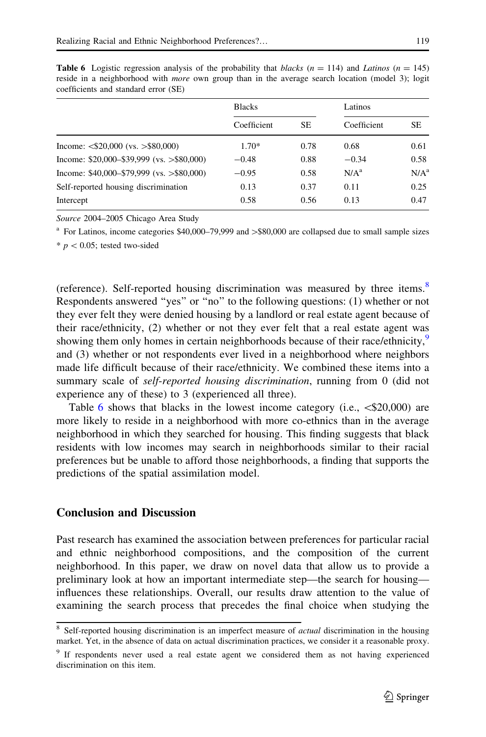**Table 6** Logistic regression analysis of the probability that *blacks* ($n = 114$) and *Latinos* ($n = 145$) reside in a neighborhood with *more* own group than in the average search location (model 3); logit coefficients and standard error (SE)

| | Blacks | | Latinos | |
|---|---|---|---|---|
| | Coefficient | SE | Coefficient | SE |
| Income: <$20,000 (vs. >$80,000) | 1.70* | 0.78 | 0.68 | 0.61 |
| Income: $20,000–$39,999 (vs. >$80,000) | −0.48 | 0.88 | −0.34 | 0.58 |
| Income: $40,000–$79,999 (vs. >$80,000) | −0.95 | 0.58 | N/A[a] | N/A[a] |
| Self-reported housing discrimination | 0.13 | 0.37 | 0.11 | 0.25 |
| Intercept | 0.58 | 0.56 | 0.13 | 0.47 |

*Source* 2004–2005 Chicago Area Study

[a] For Latinos, income categories $40,000–79,999 and >$80,000 are collapsed due to small sample sizes

* $p < 0.05$; tested two-sided

(reference). Self-reported housing discrimination was measured by three items.[8] Respondents answered "yes" or "no" to the following questions: (1) whether or not they ever felt they were denied housing by a landlord or real estate agent because of their race/ethnicity, (2) whether or not they ever felt that a real estate agent was showing them only homes in certain neighborhoods because of their race/ethnicity,[9] and (3) whether or not respondents ever lived in a neighborhood where neighbors made life difficult because of their race/ethnicity. We combined these items into a summary scale of *self-reported housing discrimination*, running from 0 (did not experience any of these) to 3 (experienced all three).

Table 6 shows that blacks in the lowest income category (i.e., <$20,000) are more likely to reside in a neighborhood with more co-ethnics than in the average neighborhood in which they searched for housing. This finding suggests that black residents with low incomes may search in neighborhoods similar to their racial preferences but be unable to afford those neighborhoods, a finding that supports the predictions of the spatial assimilation model.

## Conclusion and Discussion

Past research has examined the association between preferences for particular racial and ethnic neighborhood compositions, and the composition of the current neighborhood. In this paper, we draw on novel data that allow us to provide a preliminary look at how an important intermediate step—the search for housing—influences these relationships. Overall, our results draw attention to the value of examining the search process that precedes the final choice when studying the

[8] Self-reported housing discrimination is an imperfect measure of *actual* discrimination in the housing market. Yet, in the absence of data on actual discrimination practices, we consider it a reasonable proxy.

[9] If respondents never used a real estate agent we considered them as not having experienced discrimination on this item.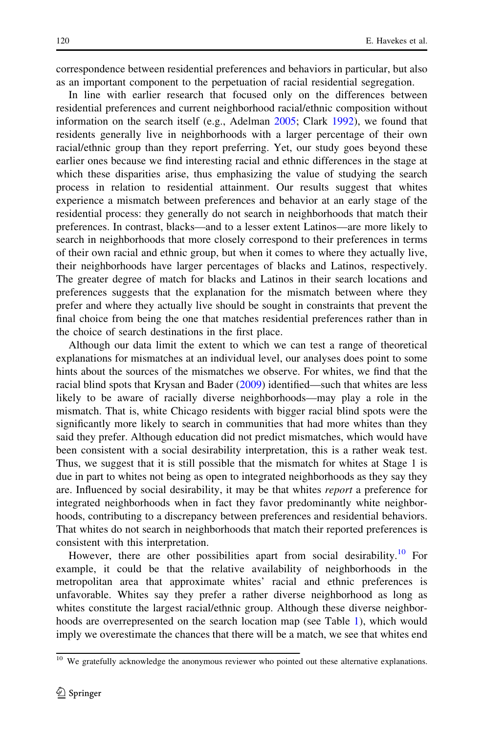correspondence between residential preferences and behaviors in particular, but also as an important component to the perpetuation of racial residential segregation.

In line with earlier research that focused only on the differences between residential preferences and current neighborhood racial/ethnic composition without information on the search itself (e.g., Adelman 2005; Clark 1992), we found that residents generally live in neighborhoods with a larger percentage of their own racial/ethnic group than they report preferring. Yet, our study goes beyond these earlier ones because we find interesting racial and ethnic differences in the stage at which these disparities arise, thus emphasizing the value of studying the search process in relation to residential attainment. Our results suggest that whites experience a mismatch between preferences and behavior at an early stage of the residential process: they generally do not search in neighborhoods that match their preferences. In contrast, blacks—and to a lesser extent Latinos—are more likely to search in neighborhoods that more closely correspond to their preferences in terms of their own racial and ethnic group, but when it comes to where they actually live, their neighborhoods have larger percentages of blacks and Latinos, respectively. The greater degree of match for blacks and Latinos in their search locations and preferences suggests that the explanation for the mismatch between where they prefer and where they actually live should be sought in constraints that prevent the final choice from being the one that matches residential preferences rather than in the choice of search destinations in the first place.

Although our data limit the extent to which we can test a range of theoretical explanations for mismatches at an individual level, our analyses does point to some hints about the sources of the mismatches we observe. For whites, we find that the racial blind spots that Krysan and Bader (2009) identified—such that whites are less likely to be aware of racially diverse neighborhoods—may play a role in the mismatch. That is, white Chicago residents with bigger racial blind spots were the significantly more likely to search in communities that had more whites than they said they prefer. Although education did not predict mismatches, which would have been consistent with a social desirability interpretation, this is a rather weak test. Thus, we suggest that it is still possible that the mismatch for whites at Stage 1 is due in part to whites not being as open to integrated neighborhoods as they say they are. Influenced by social desirability, it may be that whites *report* a preference for integrated neighborhoods when in fact they favor predominantly white neighborhoods, contributing to a discrepancy between preferences and residential behaviors. That whites do not search in neighborhoods that match their reported preferences is consistent with this interpretation.

However, there are other possibilities apart from social desirability.[10] For example, it could be that the relative availability of neighborhoods in the metropolitan area that approximate whites' racial and ethnic preferences is unfavorable. Whites say they prefer a rather diverse neighborhood as long as whites constitute the largest racial/ethnic group. Although these diverse neighborhoods are overrepresented on the search location map (see Table 1), which would imply we overestimate the chances that there will be a match, we see that whites end

[10] We gratefully acknowledge the anonymous reviewer who pointed out these alternative explanations.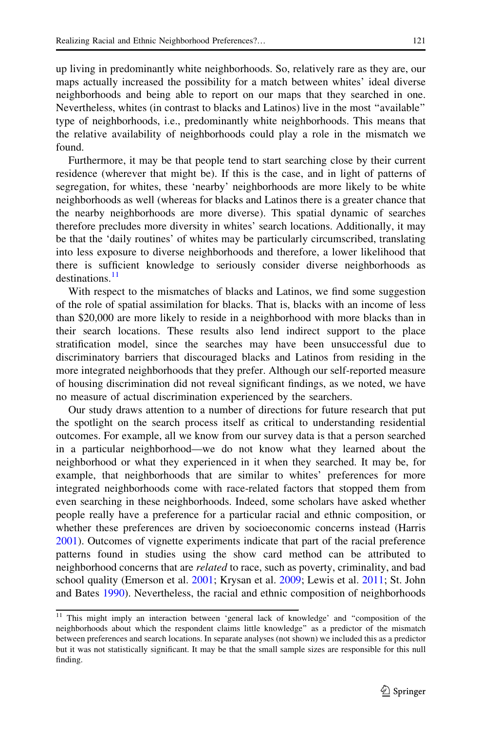up living in predominantly white neighborhoods. So, relatively rare as they are, our maps actually increased the possibility for a match between whites' ideal diverse neighborhoods and being able to report on our maps that they searched in one. Nevertheless, whites (in contrast to blacks and Latinos) live in the most "available" type of neighborhoods, i.e., predominantly white neighborhoods. This means that the relative availability of neighborhoods could play a role in the mismatch we found.

Furthermore, it may be that people tend to start searching close by their current residence (wherever that might be). If this is the case, and in light of patterns of segregation, for whites, these 'nearby' neighborhoods are more likely to be white neighborhoods as well (whereas for blacks and Latinos there is a greater chance that the nearby neighborhoods are more diverse). This spatial dynamic of searches therefore precludes more diversity in whites' search locations. Additionally, it may be that the 'daily routines' of whites may be particularly circumscribed, translating into less exposure to diverse neighborhoods and therefore, a lower likelihood that there is sufficient knowledge to seriously consider diverse neighborhoods as destinations.[11]

With respect to the mismatches of blacks and Latinos, we find some suggestion of the role of spatial assimilation for blacks. That is, blacks with an income of less than $20,000 are more likely to reside in a neighborhood with more blacks than in their search locations. These results also lend indirect support to the place stratification model, since the searches may have been unsuccessful due to discriminatory barriers that discouraged blacks and Latinos from residing in the more integrated neighborhoods that they prefer. Although our self-reported measure of housing discrimination did not reveal significant findings, as we noted, we have no measure of actual discrimination experienced by the searchers.

Our study draws attention to a number of directions for future research that put the spotlight on the search process itself as critical to understanding residential outcomes. For example, all we know from our survey data is that a person searched in a particular neighborhood—we do not know what they learned about the neighborhood or what they experienced in it when they searched. It may be, for example, that neighborhoods that are similar to whites' preferences for more integrated neighborhoods come with race-related factors that stopped them from even searching in these neighborhoods. Indeed, some scholars have asked whether people really have a preference for a particular racial and ethnic composition, or whether these preferences are driven by socioeconomic concerns instead (Harris 2001). Outcomes of vignette experiments indicate that part of the racial preference patterns found in studies using the show card method can be attributed to neighborhood concerns that are *related* to race, such as poverty, criminality, and bad school quality (Emerson et al. 2001; Krysan et al. 2009; Lewis et al. 2011; St. John and Bates 1990). Nevertheless, the racial and ethnic composition of neighborhoods

[11] This might imply an interaction between 'general lack of knowledge' and "composition of the neighborhoods about which the respondent claims little knowledge" as a predictor of the mismatch between preferences and search locations. In separate analyses (not shown) we included this as a predictor but it was not statistically significant. It may be that the small sample sizes are responsible for this null finding.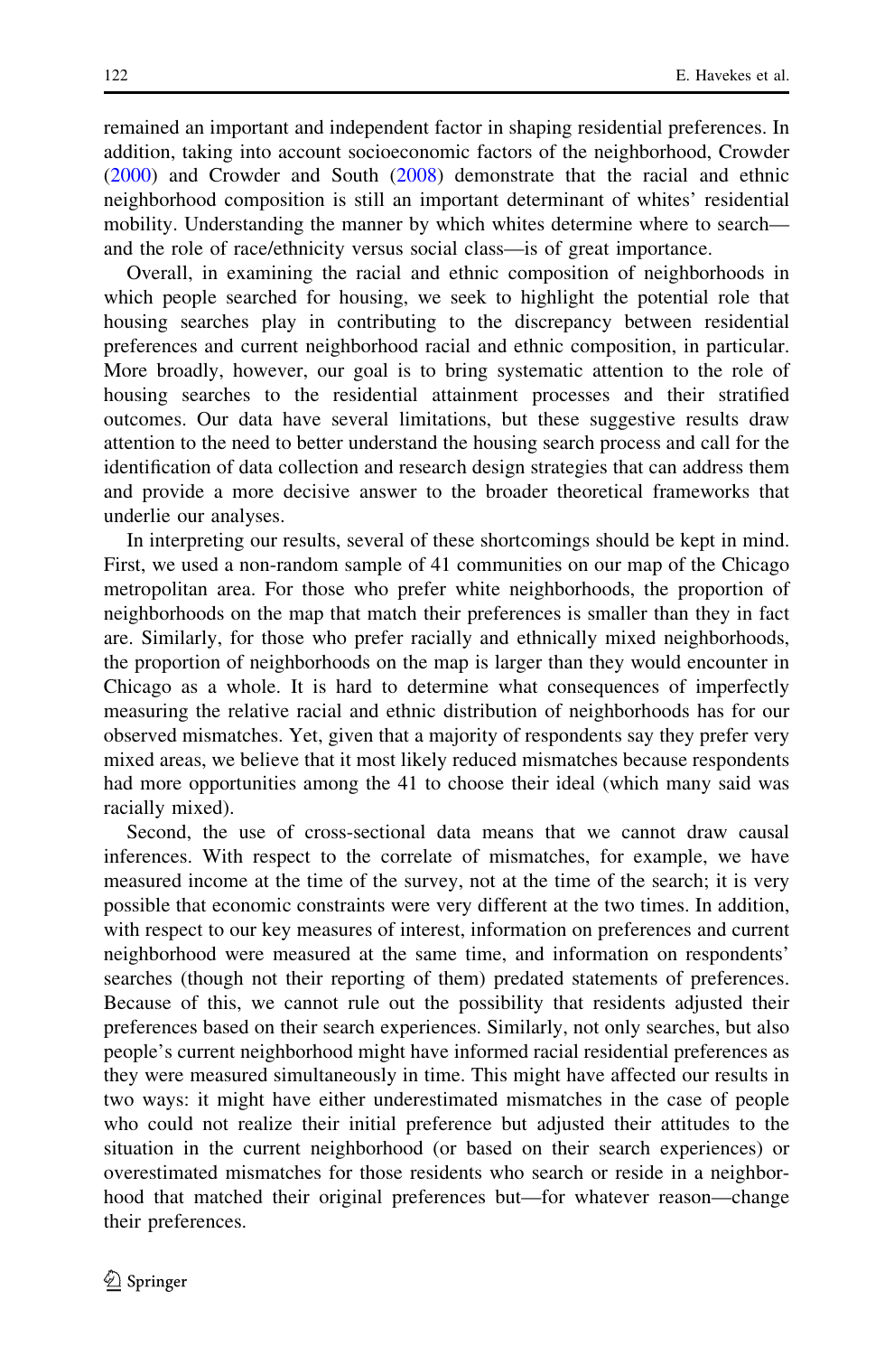remained an important and independent factor in shaping residential preferences. In addition, taking into account socioeconomic factors of the neighborhood, Crowder (2000) and Crowder and South (2008) demonstrate that the racial and ethnic neighborhood composition is still an important determinant of whites' residential mobility. Understanding the manner by which whites determine where to search—and the role of race/ethnicity versus social class—is of great importance.

Overall, in examining the racial and ethnic composition of neighborhoods in which people searched for housing, we seek to highlight the potential role that housing searches play in contributing to the discrepancy between residential preferences and current neighborhood racial and ethnic composition, in particular. More broadly, however, our goal is to bring systematic attention to the role of housing searches to the residential attainment processes and their stratified outcomes. Our data have several limitations, but these suggestive results draw attention to the need to better understand the housing search process and call for the identification of data collection and research design strategies that can address them and provide a more decisive answer to the broader theoretical frameworks that underlie our analyses.

In interpreting our results, several of these shortcomings should be kept in mind. First, we used a non-random sample of 41 communities on our map of the Chicago metropolitan area. For those who prefer white neighborhoods, the proportion of neighborhoods on the map that match their preferences is smaller than they in fact are. Similarly, for those who prefer racially and ethnically mixed neighborhoods, the proportion of neighborhoods on the map is larger than they would encounter in Chicago as a whole. It is hard to determine what consequences of imperfectly measuring the relative racial and ethnic distribution of neighborhoods has for our observed mismatches. Yet, given that a majority of respondents say they prefer very mixed areas, we believe that it most likely reduced mismatches because respondents had more opportunities among the 41 to choose their ideal (which many said was racially mixed).

Second, the use of cross-sectional data means that we cannot draw causal inferences. With respect to the correlate of mismatches, for example, we have measured income at the time of the survey, not at the time of the search; it is very possible that economic constraints were very different at the two times. In addition, with respect to our key measures of interest, information on preferences and current neighborhood were measured at the same time, and information on respondents' searches (though not their reporting of them) predated statements of preferences. Because of this, we cannot rule out the possibility that residents adjusted their preferences based on their search experiences. Similarly, not only searches, but also people's current neighborhood might have informed racial residential preferences as they were measured simultaneously in time. This might have affected our results in two ways: it might have either underestimated mismatches in the case of people who could not realize their initial preference but adjusted their attitudes to the situation in the current neighborhood (or based on their search experiences) or overestimated mismatches for those residents who search or reside in a neighborhood that matched their original preferences but—for whatever reason—change their preferences.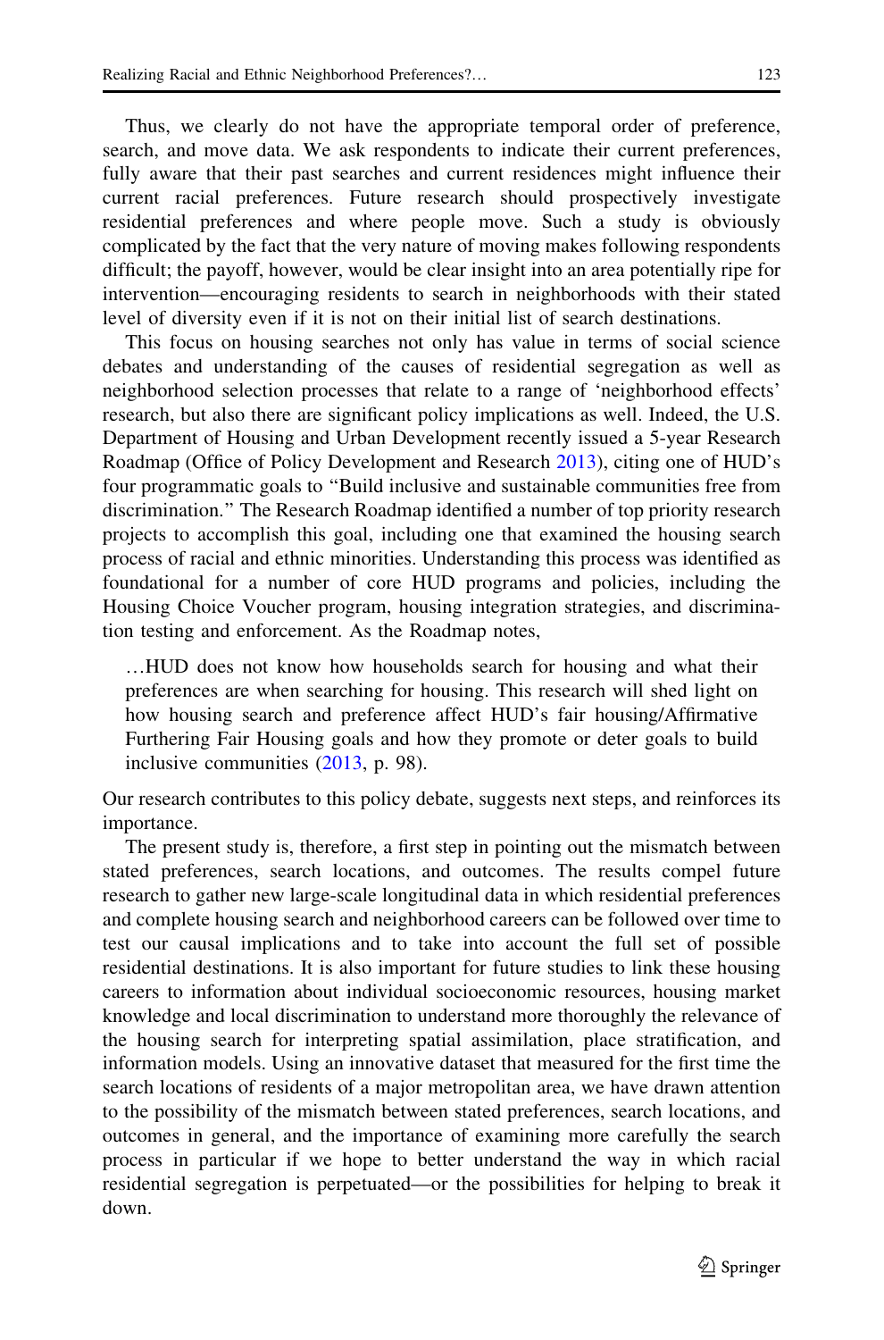Thus, we clearly do not have the appropriate temporal order of preference, search, and move data. We ask respondents to indicate their current preferences, fully aware that their past searches and current residences might influence their current racial preferences. Future research should prospectively investigate residential preferences and where people move. Such a study is obviously complicated by the fact that the very nature of moving makes following respondents difficult; the payoff, however, would be clear insight into an area potentially ripe for intervention—encouraging residents to search in neighborhoods with their stated level of diversity even if it is not on their initial list of search destinations.

This focus on housing searches not only has value in terms of social science debates and understanding of the causes of residential segregation as well as neighborhood selection processes that relate to a range of 'neighborhood effects' research, but also there are significant policy implications as well. Indeed, the U.S. Department of Housing and Urban Development recently issued a 5-year Research Roadmap (Office of Policy Development and Research 2013), citing one of HUD's four programmatic goals to "Build inclusive and sustainable communities free from discrimination." The Research Roadmap identified a number of top priority research projects to accomplish this goal, including one that examined the housing search process of racial and ethnic minorities. Understanding this process was identified as foundational for a number of core HUD programs and policies, including the Housing Choice Voucher program, housing integration strategies, and discrimination testing and enforcement. As the Roadmap notes,

> …HUD does not know how households search for housing and what their preferences are when searching for housing. This research will shed light on how housing search and preference affect HUD's fair housing/Affirmative Furthering Fair Housing goals and how they promote or deter goals to build inclusive communities (2013, p. 98).

Our research contributes to this policy debate, suggests next steps, and reinforces its importance.

The present study is, therefore, a first step in pointing out the mismatch between stated preferences, search locations, and outcomes. The results compel future research to gather new large-scale longitudinal data in which residential preferences and complete housing search and neighborhood careers can be followed over time to test our causal implications and to take into account the full set of possible residential destinations. It is also important for future studies to link these housing careers to information about individual socioeconomic resources, housing market knowledge and local discrimination to understand more thoroughly the relevance of the housing search for interpreting spatial assimilation, place stratification, and information models. Using an innovative dataset that measured for the first time the search locations of residents of a major metropolitan area, we have drawn attention to the possibility of the mismatch between stated preferences, search locations, and outcomes in general, and the importance of examining more carefully the search process in particular if we hope to better understand the way in which racial residential segregation is perpetuated—or the possibilities for helping to break it down.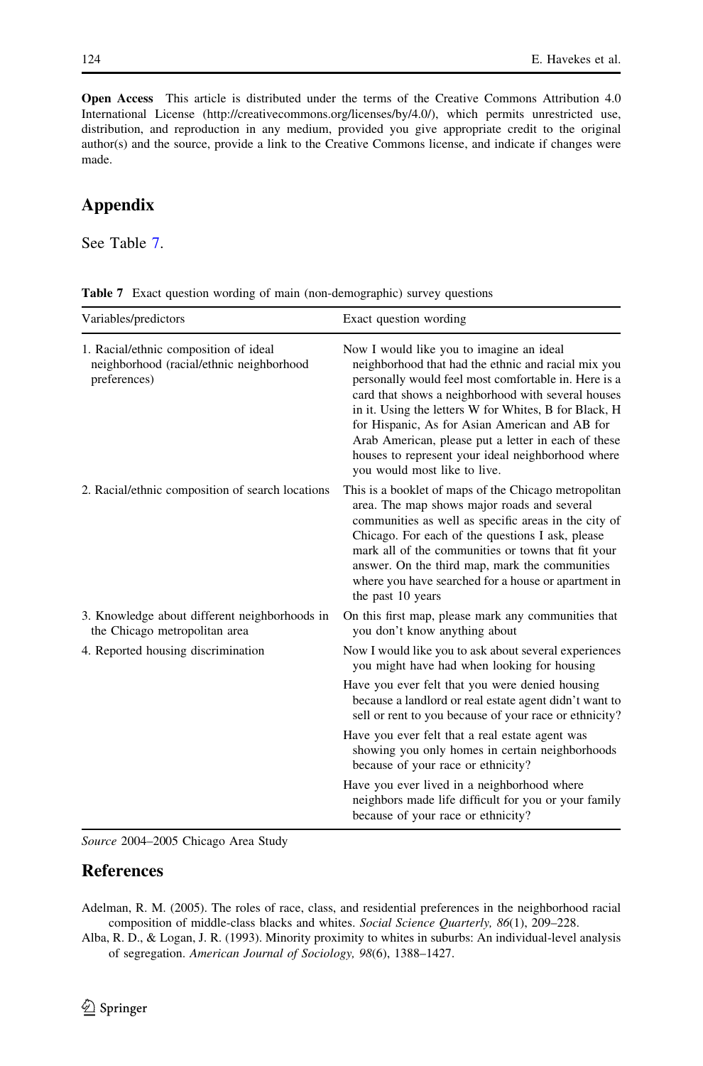**Open Access** This article is distributed under the terms of the Creative Commons Attribution 4.0 International License (http://creativecommons.org/licenses/by/4.0/), which permits unrestricted use, distribution, and reproduction in any medium, provided you give appropriate credit to the original author(s) and the source, provide a link to the Creative Commons license, and indicate if changes were made.

## Appendix

See Table 7.

**Table 7** Exact question wording of main (non-demographic) survey questions

| Variables/predictors | Exact question wording |
|---|---|
| 1. Racial/ethnic composition of ideal neighborhood (racial/ethnic neighborhood preferences) | Now I would like you to imagine an ideal neighborhood that had the ethnic and racial mix you personally would feel most comfortable in. Here is a card that shows a neighborhood with several houses in it. Using the letters W for Whites, B for Black, H for Hispanic, As for Asian American and AB for Arab American, please put a letter in each of these houses to represent your ideal neighborhood where you would most like to live. |
| 2. Racial/ethnic composition of search locations | This is a booklet of maps of the Chicago metropolitan area. The map shows major roads and several communities as well as specific areas in the city of Chicago. For each of the questions I ask, please mark all of the communities or towns that fit your answer. On the third map, mark the communities where you have searched for a house or apartment in the past 10 years |
| 3. Knowledge about different neighborhoods in the Chicago metropolitan area | On this first map, please mark any communities that you don't know anything about |
| 4. Reported housing discrimination | Now I would like you to ask about several experiences you might have had when looking for housing |
| | Have you ever felt that you were denied housing because a landlord or real estate agent didn't want to sell or rent to you because of your race or ethnicity? |
| | Have you ever felt that a real estate agent was showing you only homes in certain neighborhoods because of your race or ethnicity? |
| | Have you ever lived in a neighborhood where neighbors made life difficult for you or your family because of your race or ethnicity? |

*Source* 2004–2005 Chicago Area Study

## References

Adelman, R. M. (2005). The roles of race, class, and residential preferences in the neighborhood racial composition of middle-class blacks and whites. *Social Science Quarterly, 86*(1), 209–228.

Alba, R. D., & Logan, J. R. (1993). Minority proximity to whites in suburbs: An individual-level analysis of segregation. *American Journal of Sociology, 98*(6), 1388–1427.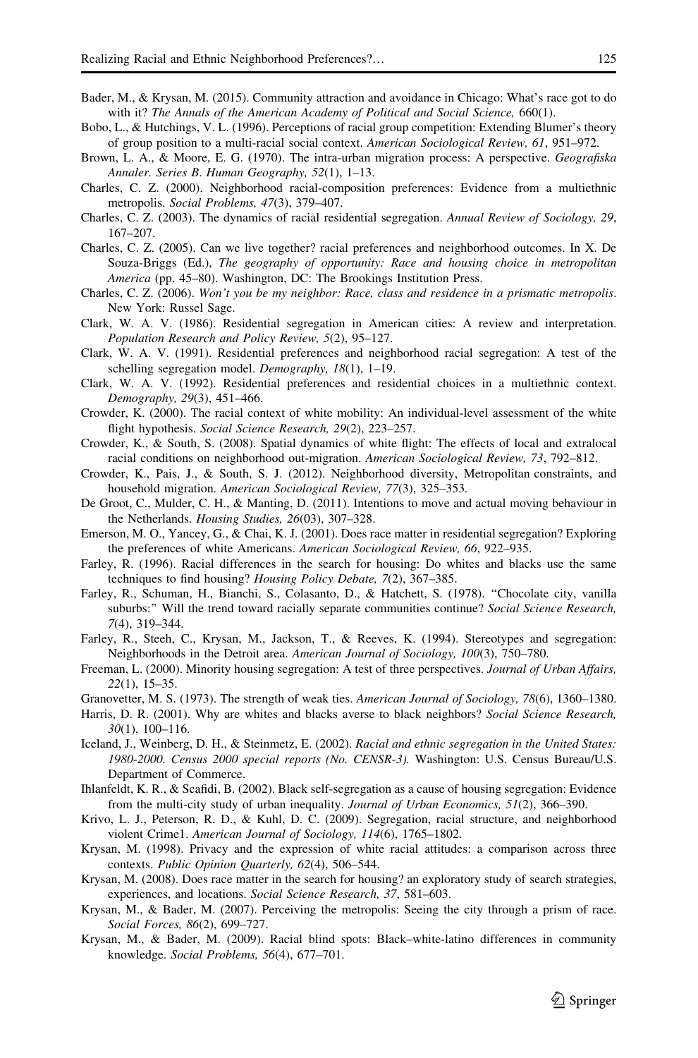Bader, M., & Krysan, M. (2015). Community attraction and avoidance in Chicago: What's race got to do with it? *The Annals of the American Academy of Political and Social Science, 660*(1).

Bobo, L., & Hutchings, V. L. (1996). Perceptions of racial group competition: Extending Blumer's theory of group position to a multi-racial social context. *American Sociological Review, 61*, 951–972.

Brown, L. A., & Moore, E. G. (1970). The intra-urban migration process: A perspective. *Geografiska Annaler. Series B. Human Geography, 52*(1), 1–13.

Charles, C. Z. (2000). Neighborhood racial-composition preferences: Evidence from a multiethnic metropolis. *Social Problems, 47*(3), 379–407.

Charles, C. Z. (2003). The dynamics of racial residential segregation. *Annual Review of Sociology, 29*, 167–207.

Charles, C. Z. (2005). Can we live together? racial preferences and neighborhood outcomes. In X. De Souza-Briggs (Ed.), *The geography of opportunity: Race and housing choice in metropolitan America* (pp. 45–80). Washington, DC: The Brookings Institution Press.

Charles, C. Z. (2006). *Won't you be my neighbor: Race, class and residence in a prismatic metropolis*. New York: Russel Sage.

Clark, W. A. V. (1986). Residential segregation in American cities: A review and interpretation. *Population Research and Policy Review, 5*(2), 95–127.

Clark, W. A. V. (1991). Residential preferences and neighborhood racial segregation: A test of the schelling segregation model. *Demography, 18*(1), 1–19.

Clark, W. A. V. (1992). Residential preferences and residential choices in a multiethnic context. *Demography, 29*(3), 451–466.

Crowder, K. (2000). The racial context of white mobility: An individual-level assessment of the white flight hypothesis. *Social Science Research, 29*(2), 223–257.

Crowder, K., & South, S. (2008). Spatial dynamics of white flight: The effects of local and extralocal racial conditions on neighborhood out-migration. *American Sociological Review, 73*, 792–812.

Crowder, K., Pais, J., & South, S. J. (2012). Neighborhood diversity, Metropolitan constraints, and household migration. *American Sociological Review, 77*(3), 325–353.

De Groot, C., Mulder, C. H., & Manting, D. (2011). Intentions to move and actual moving behaviour in the Netherlands. *Housing Studies, 26*(03), 307–328.

Emerson, M. O., Yancey, G., & Chai, K. J. (2001). Does race matter in residential segregation? Exploring the preferences of white Americans. *American Sociological Review, 66*, 922–935.

Farley, R. (1996). Racial differences in the search for housing: Do whites and blacks use the same techniques to find housing? *Housing Policy Debate, 7*(2), 367–385.

Farley, R., Schuman, H., Bianchi, S., Colasanto, D., & Hatchett, S. (1978). "Chocolate city, vanilla suburbs:" Will the trend toward racially separate communities continue? *Social Science Research, 7*(4), 319–344.

Farley, R., Steeh, C., Krysan, M., Jackson, T., & Reeves, K. (1994). Stereotypes and segregation: Neighborhoods in the Detroit area. *American Journal of Sociology, 100*(3), 750–780.

Freeman, L. (2000). Minority housing segregation: A test of three perspectives. *Journal of Urban Affairs, 22*(1), 15–35.

Granovetter, M. S. (1973). The strength of weak ties. *American Journal of Sociology, 78*(6), 1360–1380.

Harris, D. R. (2001). Why are whites and blacks averse to black neighbors? *Social Science Research, 30*(1), 100–116.

Iceland, J., Weinberg, D. H., & Steinmetz, E. (2002). *Racial and ethnic segregation in the United States: 1980-2000. Census 2000 special reports (No. CENSR-3)*. Washington: U.S. Census Bureau/U.S. Department of Commerce.

Ihlanfeldt, K. R., & Scafidi, B. (2002). Black self-segregation as a cause of housing segregation: Evidence from the multi-city study of urban inequality. *Journal of Urban Economics, 51*(2), 366–390.

Krivo, L. J., Peterson, R. D., & Kuhl, D. C. (2009). Segregation, racial structure, and neighborhood violent Crime1. *American Journal of Sociology, 114*(6), 1765–1802.

Krysan, M. (1998). Privacy and the expression of white racial attitudes: a comparison across three contexts. *Public Opinion Quarterly, 62*(4), 506–544.

Krysan, M. (2008). Does race matter in the search for housing? an exploratory study of search strategies, experiences, and locations. *Social Science Research, 37*, 581–603.

Krysan, M., & Bader, M. (2007). Perceiving the metropolis: Seeing the city through a prism of race. *Social Forces, 86*(2), 699–727.

Krysan, M., & Bader, M. (2009). Racial blind spots: Black–white-latino differences in community knowledge. *Social Problems, 56*(4), 677–701.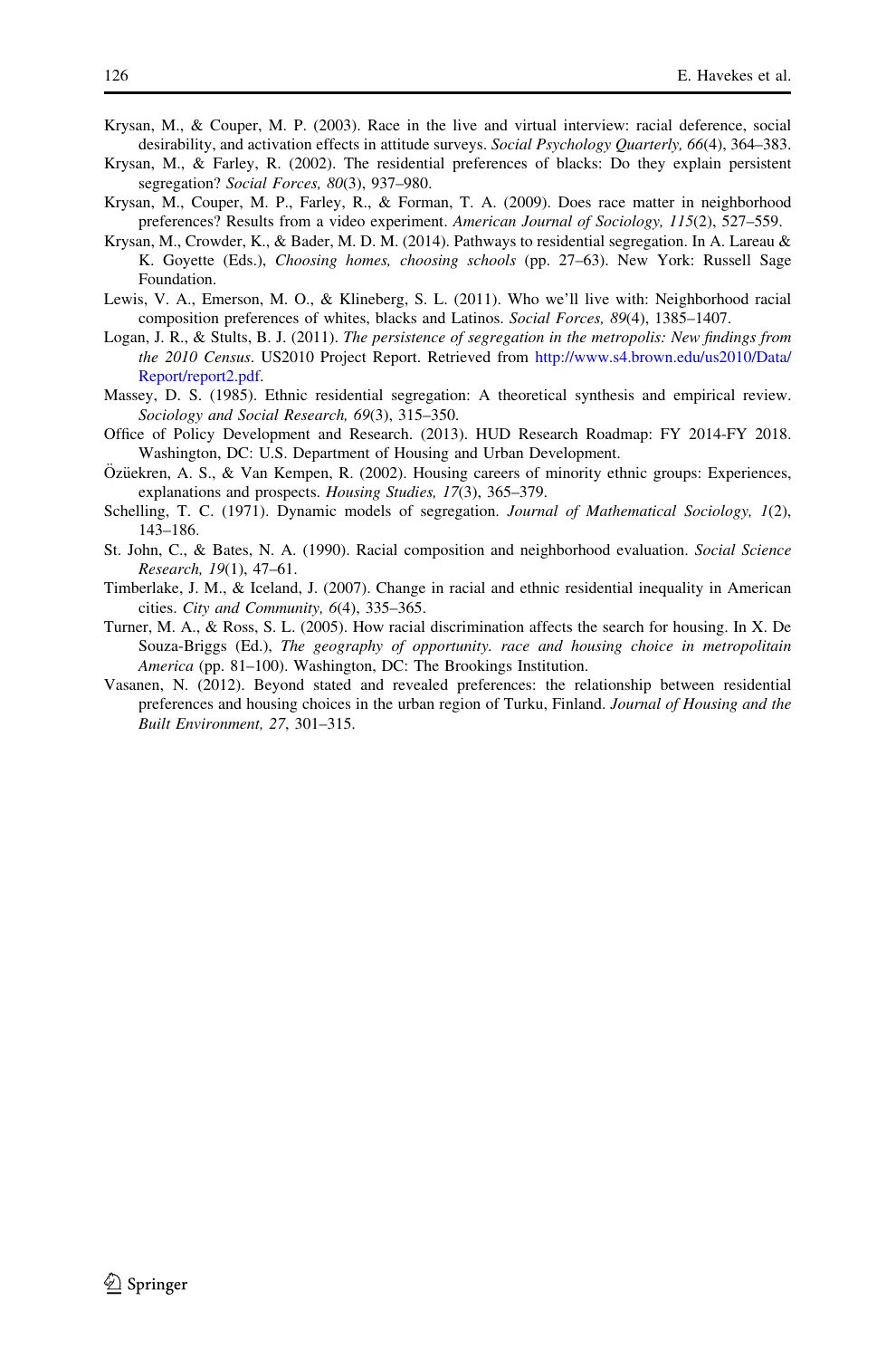Krysan, M., & Couper, M. P. (2003). Race in the live and virtual interview: racial deference, social desirability, and activation effects in attitude surveys. *Social Psychology Quarterly, 66*(4), 364–383.

Krysan, M., & Farley, R. (2002). The residential preferences of blacks: Do they explain persistent segregation? *Social Forces, 80*(3), 937–980.

Krysan, M., Couper, M. P., Farley, R., & Forman, T. A. (2009). Does race matter in neighborhood preferences? Results from a video experiment. *American Journal of Sociology, 115*(2), 527–559.

Krysan, M., Crowder, K., & Bader, M. D. M. (2014). Pathways to residential segregation. In A. Lareau & K. Goyette (Eds.), *Choosing homes, choosing schools* (pp. 27–63). New York: Russell Sage Foundation.

Lewis, V. A., Emerson, M. O., & Klineberg, S. L. (2011). Who we'll live with: Neighborhood racial composition preferences of whites, blacks and Latinos. *Social Forces, 89*(4), 1385–1407.

Logan, J. R., & Stults, B. J. (2011). *The persistence of segregation in the metropolis: New findings from the 2010 Census*. US2010 Project Report. Retrieved from http://www.s4.brown.edu/us2010/Data/Report/report2.pdf.

Massey, D. S. (1985). Ethnic residential segregation: A theoretical synthesis and empirical review. *Sociology and Social Research, 69*(3), 315–350.

Office of Policy Development and Research. (2013). HUD Research Roadmap: FY 2014-FY 2018. Washington, DC: U.S. Department of Housing and Urban Development.

Özüekren, A. S., & Van Kempen, R. (2002). Housing careers of minority ethnic groups: Experiences, explanations and prospects. *Housing Studies, 17*(3), 365–379.

Schelling, T. C. (1971). Dynamic models of segregation. *Journal of Mathematical Sociology, 1*(2), 143–186.

St. John, C., & Bates, N. A. (1990). Racial composition and neighborhood evaluation. *Social Science Research, 19*(1), 47–61.

Timberlake, J. M., & Iceland, J. (2007). Change in racial and ethnic residential inequality in American cities. *City and Community, 6*(4), 335–365.

Turner, M. A., & Ross, S. L. (2005). How racial discrimination affects the search for housing. In X. De Souza-Briggs (Ed.), *The geography of opportunity. race and housing choice in metropolitain America* (pp. 81–100). Washington, DC: The Brookings Institution.

Vasanen, N. (2012). Beyond stated and revealed preferences: the relationship between residential preferences and housing choices in the urban region of Turku, Finland. *Journal of Housing and the Built Environment, 27*, 301–315.